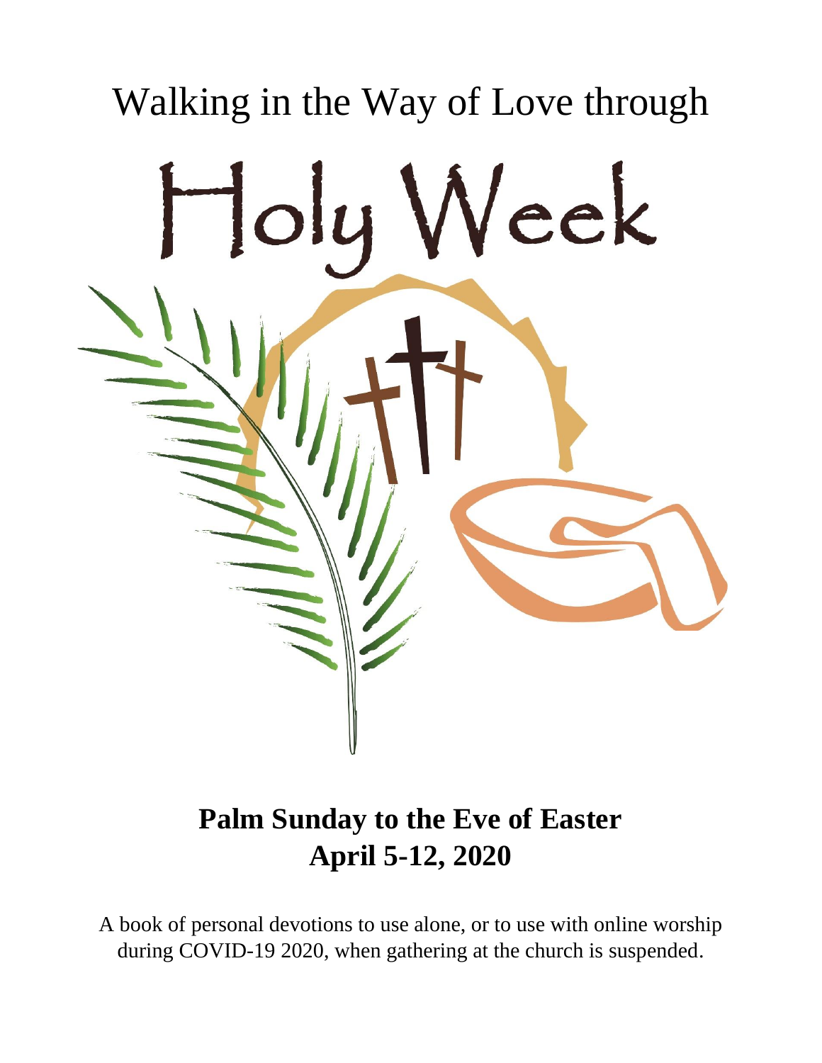# Walking in the Way of Love through

# Holy Week

**Palm Sunday to the Eve of Easter**
**April 5-12, 2020**

A book of personal devotions to use alone, or to use with online worship during COVID-19 2020, when gathering at the church is suspended.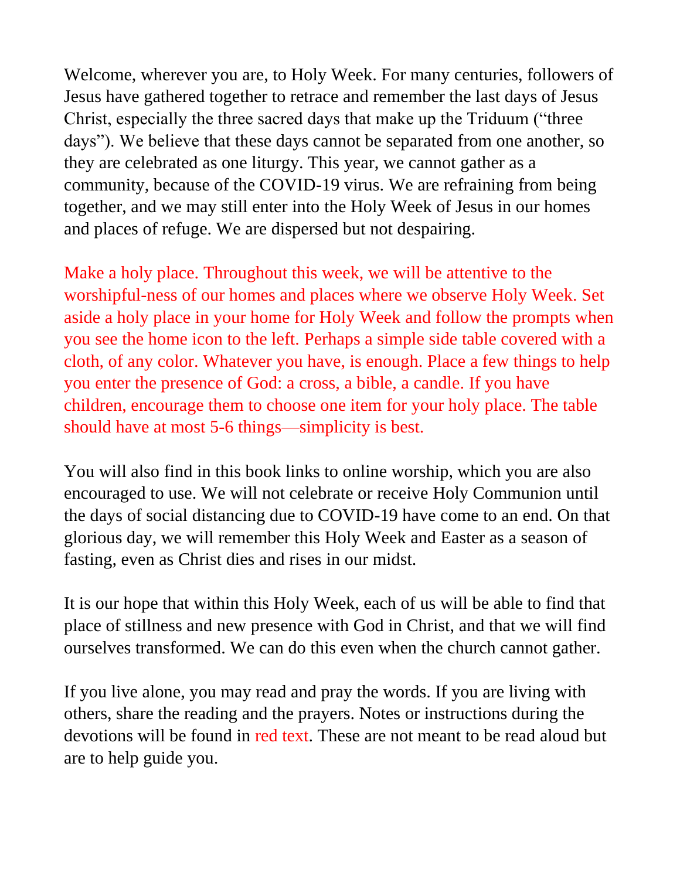Welcome, wherever you are, to Holy Week. For many centuries, followers of Jesus have gathered together to retrace and remember the last days of Jesus Christ, especially the three sacred days that make up the Triduum ("three days"). We believe that these days cannot be separated from one another, so they are celebrated as one liturgy. This year, we cannot gather as a community, because of the COVID-19 virus. We are refraining from being together, and we may still enter into the Holy Week of Jesus in our homes and places of refuge. We are dispersed but not despairing.

Make a holy place. Throughout this week, we will be attentive to the worshipful-ness of our homes and places where we observe Holy Week. Set aside a holy place in your home for Holy Week and follow the prompts when you see the home icon to the left. Perhaps a simple side table covered with a cloth, of any color. Whatever you have, is enough. Place a few things to help you enter the presence of God: a cross, a bible, a candle. If you have children, encourage them to choose one item for your holy place. The table should have at most 5-6 things—simplicity is best.

You will also find in this book links to online worship, which you are also encouraged to use. We will not celebrate or receive Holy Communion until the days of social distancing due to COVID-19 have come to an end. On that glorious day, we will remember this Holy Week and Easter as a season of fasting, even as Christ dies and rises in our midst.

It is our hope that within this Holy Week, each of us will be able to find that place of stillness and new presence with God in Christ, and that we will find ourselves transformed. We can do this even when the church cannot gather.

If you live alone, you may read and pray the words. If you are living with others, share the reading and the prayers. Notes or instructions during the devotions will be found in red text. These are not meant to be read aloud but are to help guide you.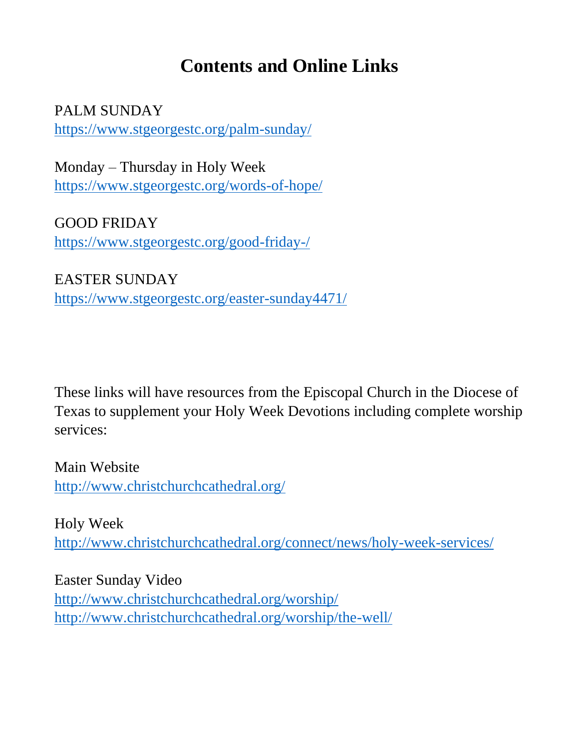# Contents and Online Links

PALM SUNDAY
https://www.stgeorgestc.org/palm-sunday/

Monday – Thursday in Holy Week
https://www.stgeorgestc.org/words-of-hope/

GOOD FRIDAY
https://www.stgeorgestc.org/good-friday-/

EASTER SUNDAY
https://www.stgeorgestc.org/easter-sunday4471/

These links will have resources from the Episcopal Church in the Diocese of Texas to supplement your Holy Week Devotions including complete worship services:

Main Website
http://www.christchurchcathedral.org/

Holy Week
http://www.christchurchcathedral.org/connect/news/holy-week-services/

Easter Sunday Video
http://www.christchurchcathedral.org/worship/
http://www.christchurchcathedral.org/worship/the-well/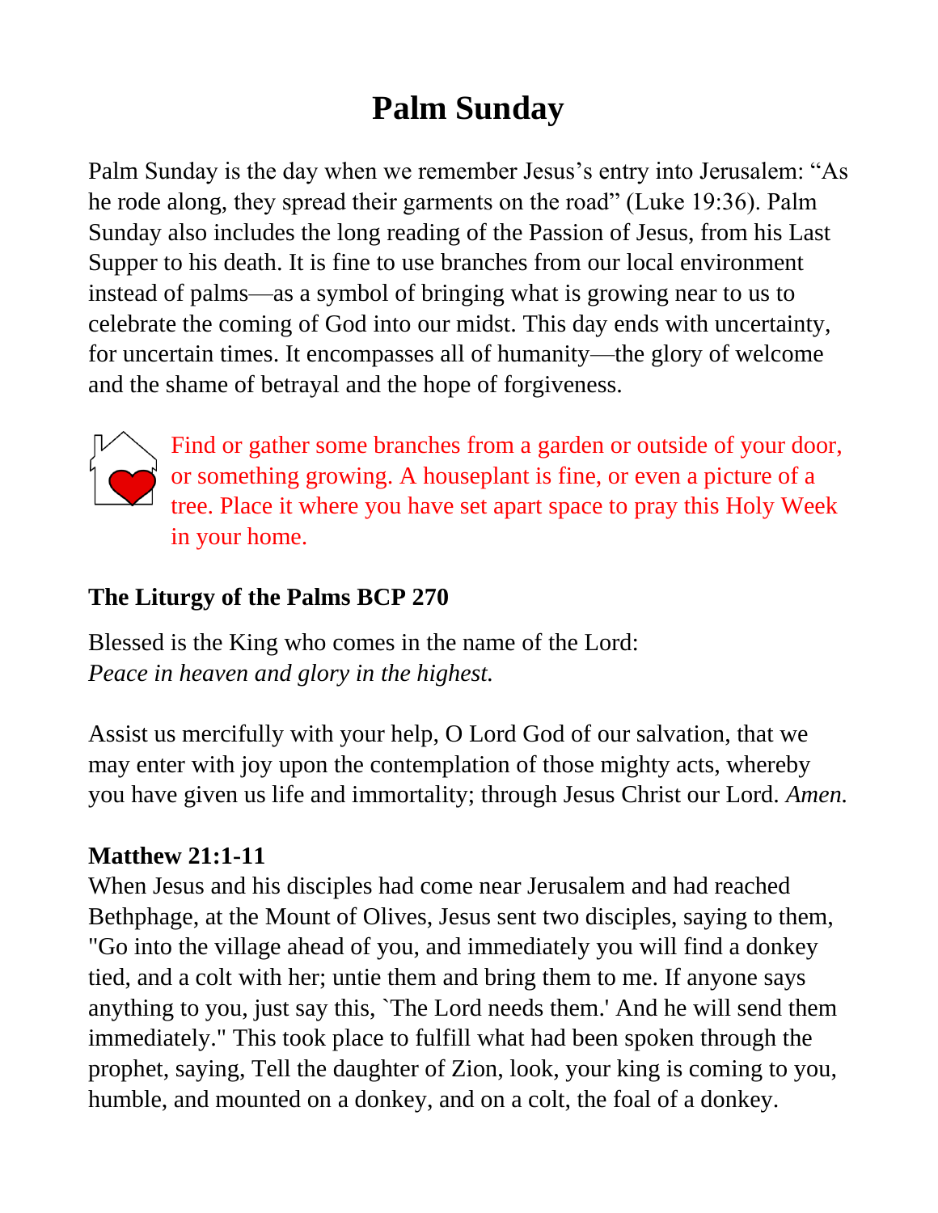# Palm Sunday

Palm Sunday is the day when we remember Jesus's entry into Jerusalem: "As he rode along, they spread their garments on the road" (Luke 19:36). Palm Sunday also includes the long reading of the Passion of Jesus, from his Last Supper to his death. It is fine to use branches from our local environment instead of palms—as a symbol of bringing what is growing near to us to celebrate the coming of God into our midst. This day ends with uncertainty, for uncertain times. It encompasses all of humanity—the glory of welcome and the shame of betrayal and the hope of forgiveness.

Find or gather some branches from a garden or outside of your door, or something growing. A houseplant is fine, or even a picture of a tree. Place it where you have set apart space to pray this Holy Week in your home.

**The Liturgy of the Palms BCP 270**

Blessed is the King who comes in the name of the Lord:
*Peace in heaven and glory in the highest.*

Assist us mercifully with your help, O Lord God of our salvation, that we may enter with joy upon the contemplation of those mighty acts, whereby you have given us life and immortality; through Jesus Christ our Lord. *Amen.*

**Matthew 21:1-11**
When Jesus and his disciples had come near Jerusalem and had reached Bethphage, at the Mount of Olives, Jesus sent two disciples, saying to them, "Go into the village ahead of you, and immediately you will find a donkey tied, and a colt with her; untie them and bring them to me. If anyone says anything to you, just say this, `The Lord needs them.' And he will send them immediately." This took place to fulfill what had been spoken through the prophet, saying, Tell the daughter of Zion, look, your king is coming to you, humble, and mounted on a donkey, and on a colt, the foal of a donkey.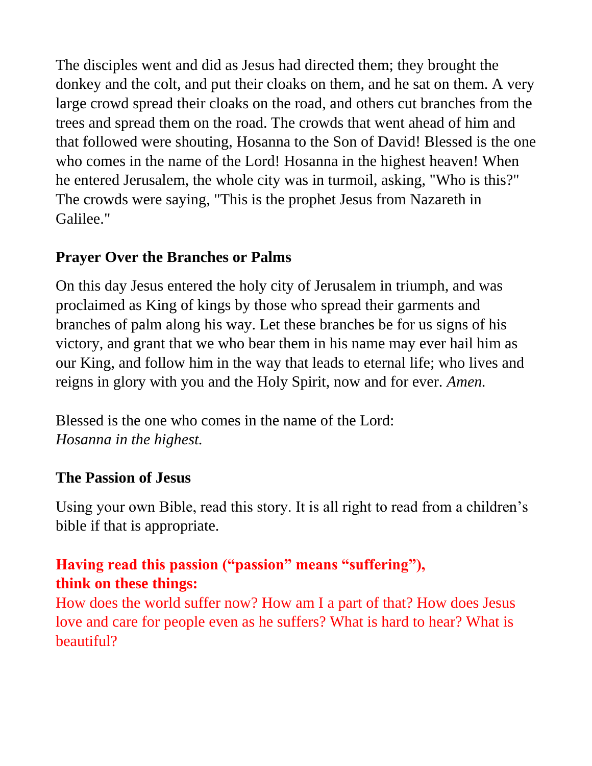The disciples went and did as Jesus had directed them; they brought the donkey and the colt, and put their cloaks on them, and he sat on them. A very large crowd spread their cloaks on the road, and others cut branches from the trees and spread them on the road. The crowds that went ahead of him and that followed were shouting, Hosanna to the Son of David! Blessed is the one who comes in the name of the Lord! Hosanna in the highest heaven! When he entered Jerusalem, the whole city was in turmoil, asking, "Who is this?" The crowds were saying, "This is the prophet Jesus from Nazareth in Galilee."

**Prayer Over the Branches or Palms**

On this day Jesus entered the holy city of Jerusalem in triumph, and was proclaimed as King of kings by those who spread their garments and branches of palm along his way. Let these branches be for us signs of his victory, and grant that we who bear them in his name may ever hail him as our King, and follow him in the way that leads to eternal life; who lives and reigns in glory with you and the Holy Spirit, now and for ever. *Amen.*

Blessed is the one who comes in the name of the Lord:
*Hosanna in the highest.*

**The Passion of Jesus**

Using your own Bible, read this story. It is all right to read from a children's bible if that is appropriate.

**Having read this passion ("passion" means "suffering"), think on these things:**
How does the world suffer now? How am I a part of that? How does Jesus love and care for people even as he suffers? What is hard to hear? What is beautiful?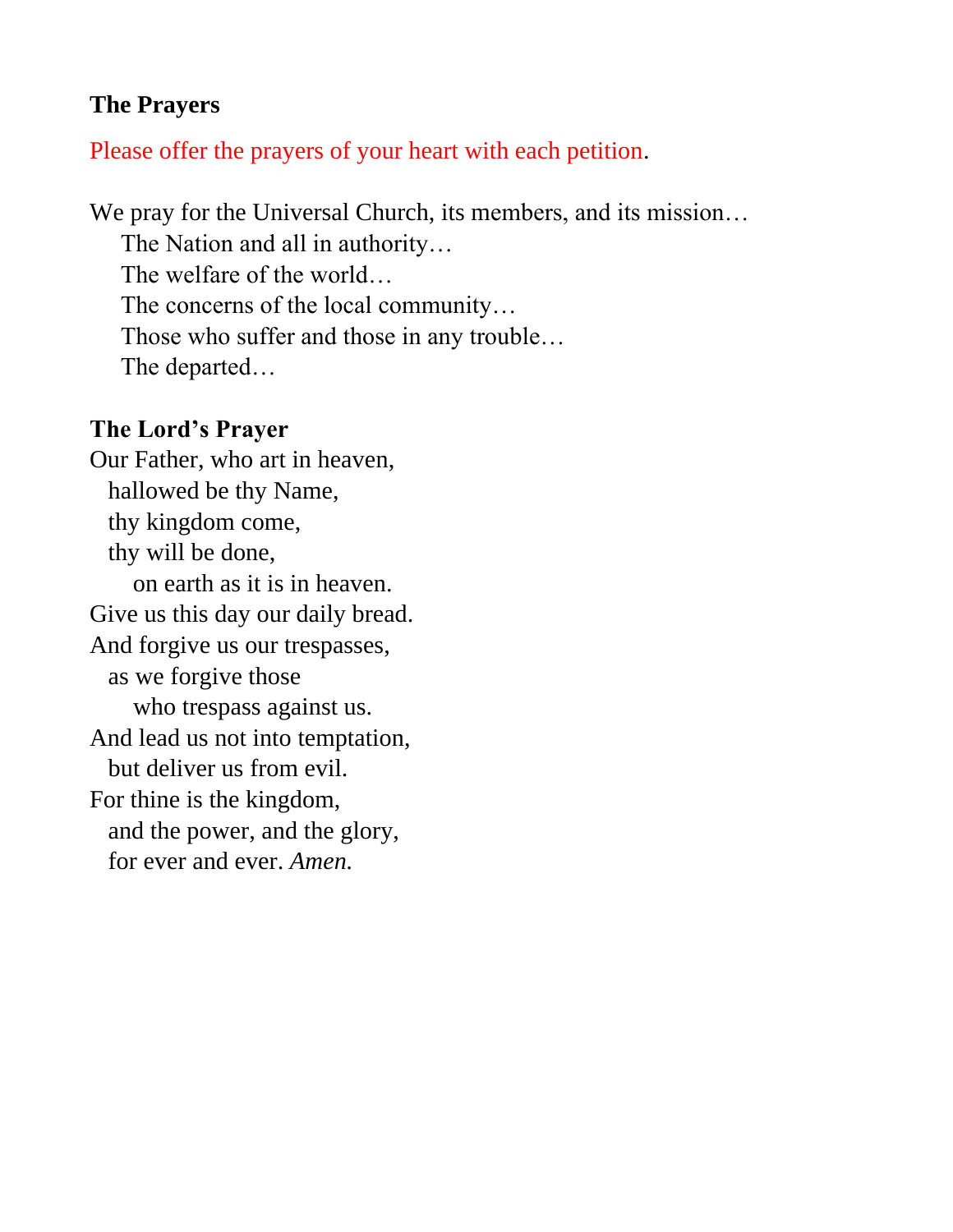**The Prayers**

Please offer the prayers of your heart with each petition.

We pray for the Universal Church, its members, and its mission…
The Nation and all in authority…
The welfare of the world…
The concerns of the local community…
Those who suffer and those in any trouble…
The departed…

**The Lord's Prayer**

Our Father, who art in heaven,
hallowed be thy Name,
thy kingdom come,
thy will be done,
on earth as it is in heaven.
Give us this day our daily bread.
And forgive us our trespasses,
as we forgive those
who trespass against us.
And lead us not into temptation,
but deliver us from evil.
For thine is the kingdom,
and the power, and the glory,
for ever and ever. *Amen.*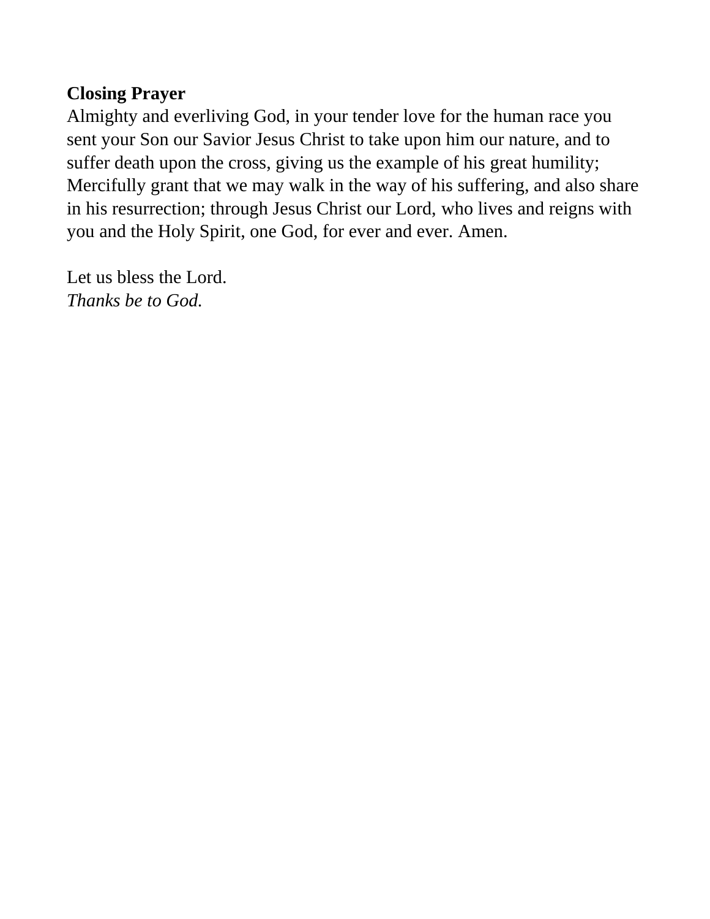**Closing Prayer**

Almighty and everliving God, in your tender love for the human race you sent your Son our Savior Jesus Christ to take upon him our nature, and to suffer death upon the cross, giving us the example of his great humility; Mercifully grant that we may walk in the way of his suffering, and also share in his resurrection; through Jesus Christ our Lord, who lives and reigns with you and the Holy Spirit, one God, for ever and ever. Amen.

Let us bless the Lord.
*Thanks be to God.*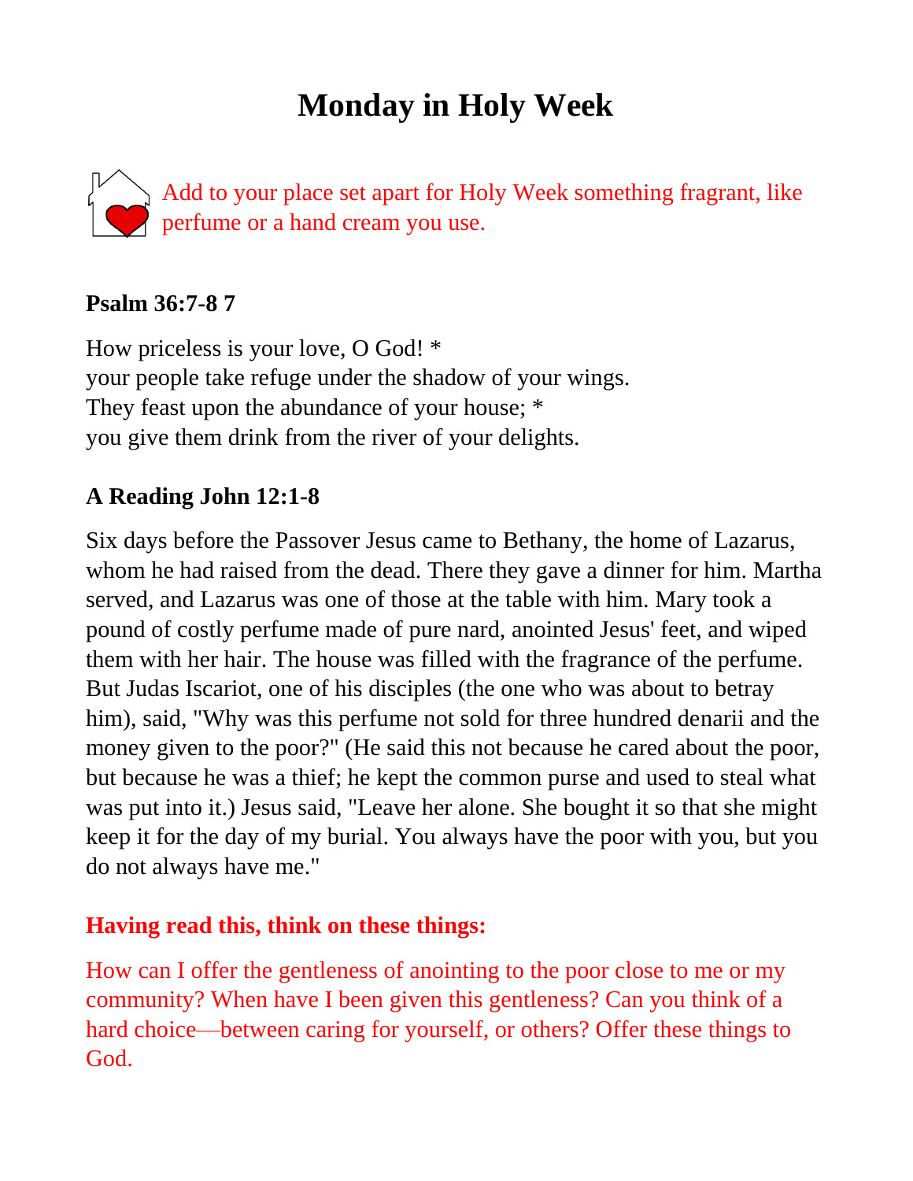# Monday in Holy Week

Add to your place set apart for Holy Week something fragrant, like perfume or a hand cream you use.

**Psalm 36:7-8 7**

How priceless is your love, O God! *
your people take refuge under the shadow of your wings.
They feast upon the abundance of your house; *
you give them drink from the river of your delights.

**A Reading John 12:1-8**

Six days before the Passover Jesus came to Bethany, the home of Lazarus, whom he had raised from the dead. There they gave a dinner for him. Martha served, and Lazarus was one of those at the table with him. Mary took a pound of costly perfume made of pure nard, anointed Jesus' feet, and wiped them with her hair. The house was filled with the fragrance of the perfume. But Judas Iscariot, one of his disciples (the one who was about to betray him), said, "Why was this perfume not sold for three hundred denarii and the money given to the poor?" (He said this not because he cared about the poor, but because he was a thief; he kept the common purse and used to steal what was put into it.) Jesus said, "Leave her alone. She bought it so that she might keep it for the day of my burial. You always have the poor with you, but you do not always have me."

**Having read this, think on these things:**

How can I offer the gentleness of anointing to the poor close to me or my community? When have I been given this gentleness? Can you think of a hard choice—between caring for yourself, or others? Offer these things to God.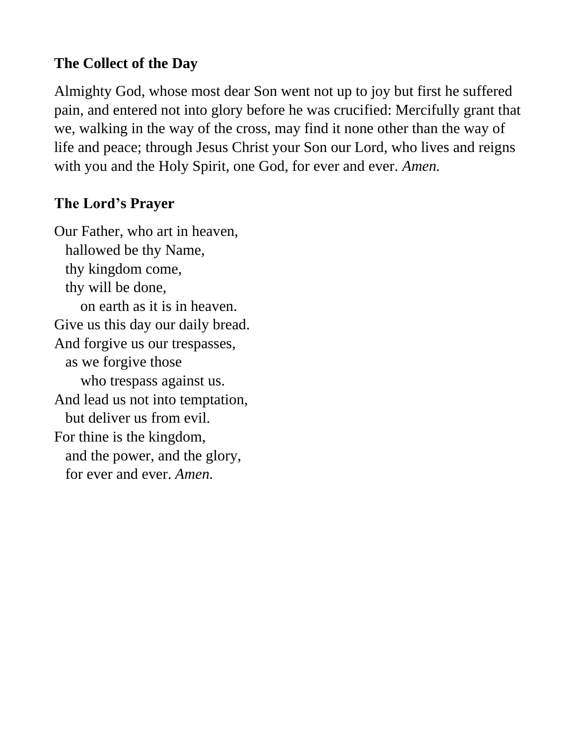**The Collect of the Day**

Almighty God, whose most dear Son went not up to joy but first he suffered pain, and entered not into glory before he was crucified: Mercifully grant that we, walking in the way of the cross, may find it none other than the way of life and peace; through Jesus Christ your Son our Lord, who lives and reigns with you and the Holy Spirit, one God, for ever and ever. *Amen.*

**The Lord's Prayer**

Our Father, who art in heaven,
  hallowed be thy Name,
  thy kingdom come,
  thy will be done,
    on earth as it is in heaven.
Give us this day our daily bread.
And forgive us our trespasses,
  as we forgive those
    who trespass against us.
And lead us not into temptation,
  but deliver us from evil.
For thine is the kingdom,
  and the power, and the glory,
  for ever and ever. *Amen.*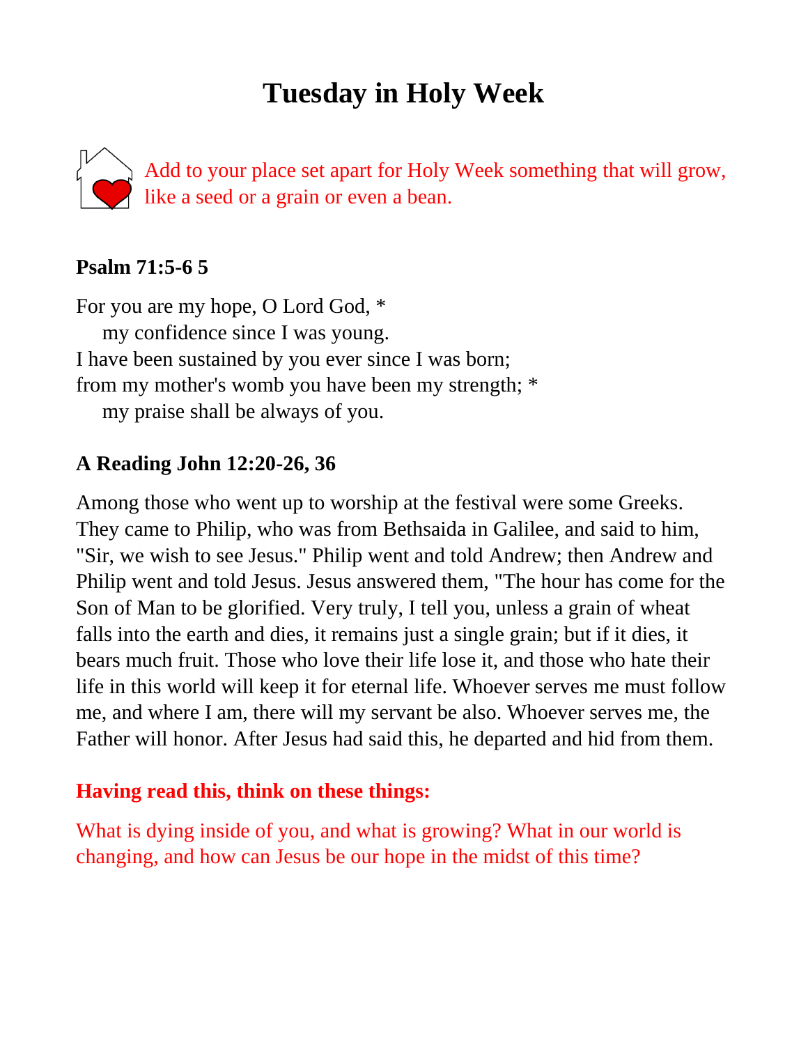# Tuesday in Holy Week

Add to your place set apart for Holy Week something that will grow, like a seed or a grain or even a bean.

**Psalm 71:5-6 5**

For you are my hope, O Lord God, *
  my confidence since I was young.
I have been sustained by you ever since I was born;
from my mother's womb you have been my strength; *
  my praise shall be always of you.

**A Reading John 12:20-26, 36**

Among those who went up to worship at the festival were some Greeks. They came to Philip, who was from Bethsaida in Galilee, and said to him, "Sir, we wish to see Jesus." Philip went and told Andrew; then Andrew and Philip went and told Jesus. Jesus answered them, "The hour has come for the Son of Man to be glorified. Very truly, I tell you, unless a grain of wheat falls into the earth and dies, it remains just a single grain; but if it dies, it bears much fruit. Those who love their life lose it, and those who hate their life in this world will keep it for eternal life. Whoever serves me must follow me, and where I am, there will my servant be also. Whoever serves me, the Father will honor. After Jesus had said this, he departed and hid from them.

**Having read this, think on these things:**

What is dying inside of you, and what is growing? What in our world is changing, and how can Jesus be our hope in the midst of this time?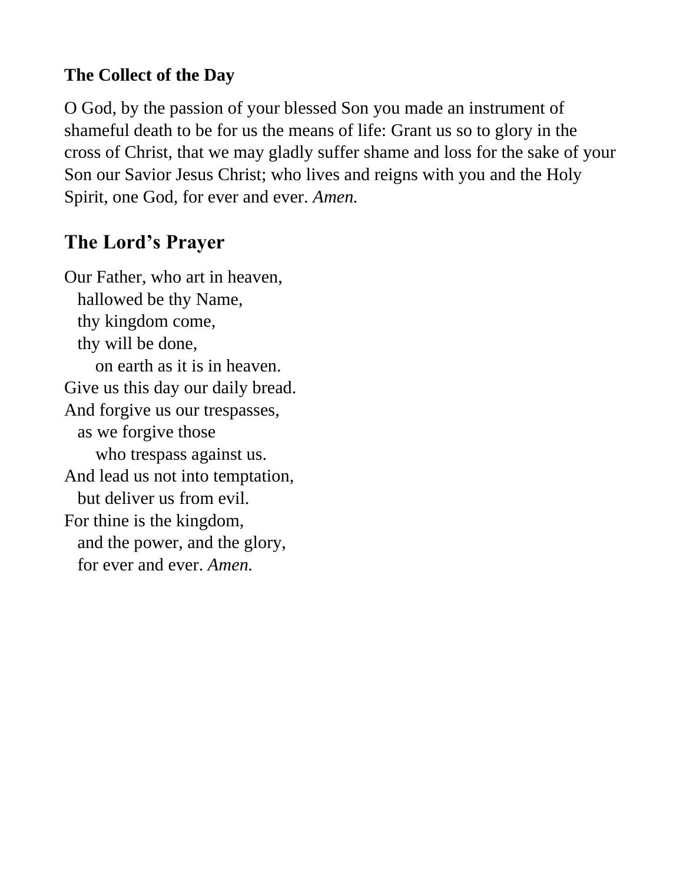**The Collect of the Day**

O God, by the passion of your blessed Son you made an instrument of shameful death to be for us the means of life: Grant us so to glory in the cross of Christ, that we may gladly suffer shame and loss for the sake of your Son our Savior Jesus Christ; who lives and reigns with you and the Holy Spirit, one God, for ever and ever. *Amen.*

## The Lord's Prayer

Our Father, who art in heaven,  
  hallowed be thy Name,  
  thy kingdom come,  
  thy will be done,  
    on earth as it is in heaven.  
Give us this day our daily bread.  
And forgive us our trespasses,  
  as we forgive those  
    who trespass against us.  
And lead us not into temptation,  
  but deliver us from evil.  
For thine is the kingdom,  
  and the power, and the glory,  
  for ever and ever. *Amen.*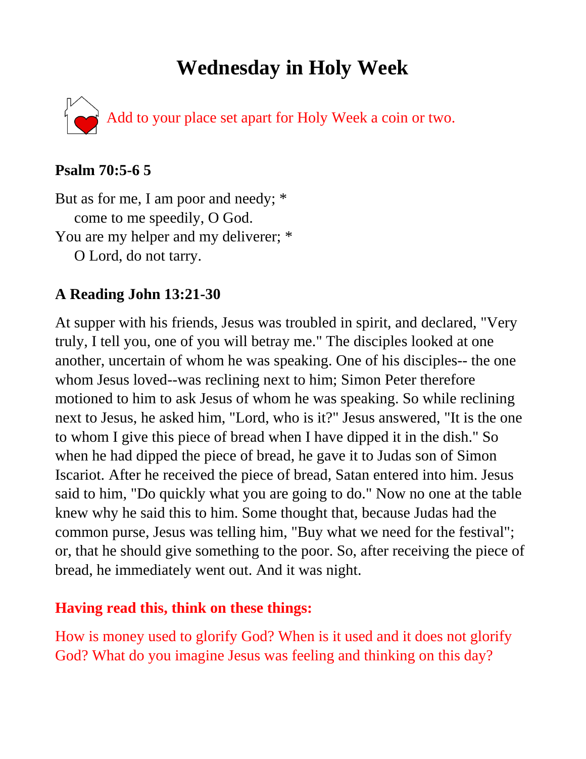# Wednesday in Holy Week

Add to your place set apart for Holy Week a coin or two.

**Psalm 70:5-6 5**

But as for me, I am poor and needy; *
  come to me speedily, O God.
You are my helper and my deliverer; *
  O Lord, do not tarry.

**A Reading John 13:21-30**

At supper with his friends, Jesus was troubled in spirit, and declared, "Very truly, I tell you, one of you will betray me." The disciples looked at one another, uncertain of whom he was speaking. One of his disciples-- the one whom Jesus loved--was reclining next to him; Simon Peter therefore motioned to him to ask Jesus of whom he was speaking. So while reclining next to Jesus, he asked him, "Lord, who is it?" Jesus answered, "It is the one to whom I give this piece of bread when I have dipped it in the dish." So when he had dipped the piece of bread, he gave it to Judas son of Simon Iscariot. After he received the piece of bread, Satan entered into him. Jesus said to him, "Do quickly what you are going to do." Now no one at the table knew why he said this to him. Some thought that, because Judas had the common purse, Jesus was telling him, "Buy what we need for the festival"; or, that he should give something to the poor. So, after receiving the piece of bread, he immediately went out. And it was night.

**Having read this, think on these things:**

How is money used to glorify God? When is it used and it does not glorify God? What do you imagine Jesus was feeling and thinking on this day?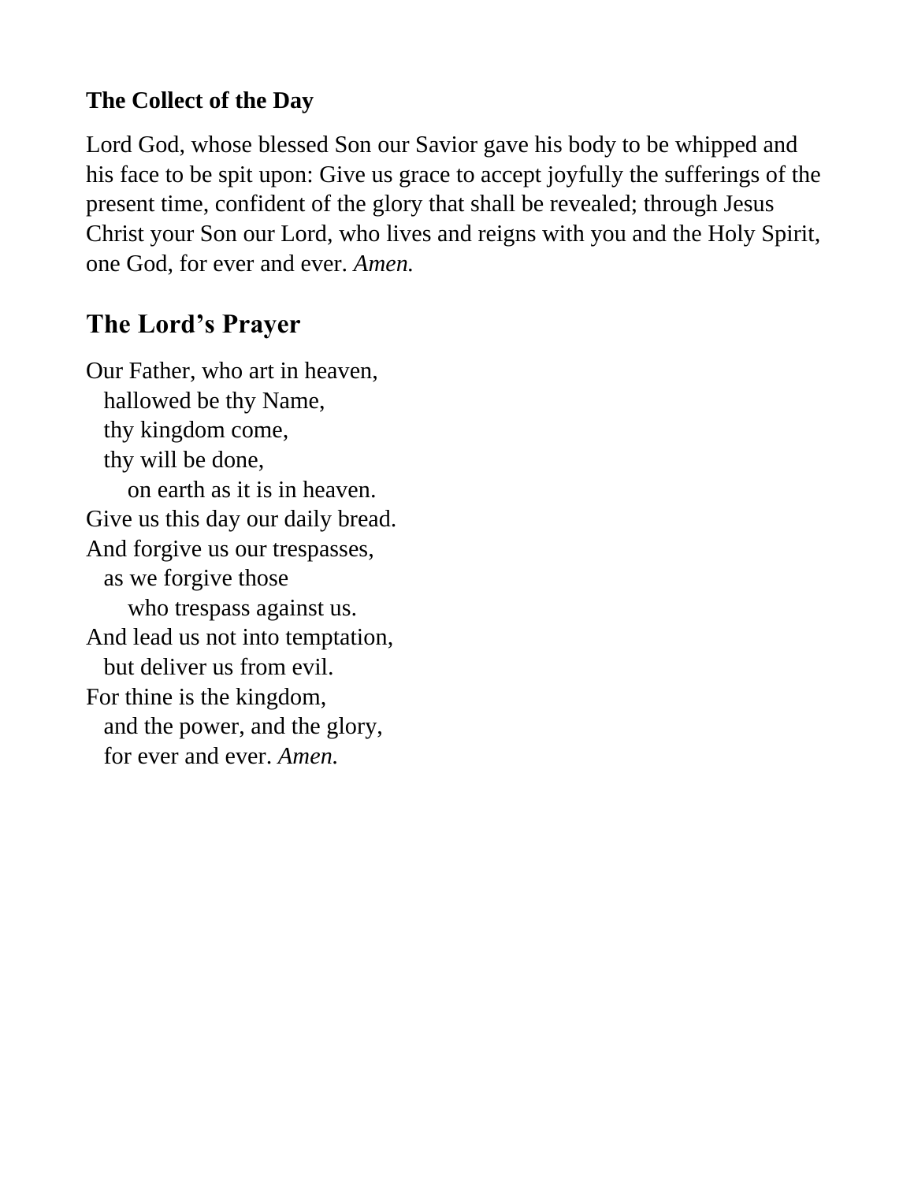**The Collect of the Day**

Lord God, whose blessed Son our Savior gave his body to be whipped and his face to be spit upon: Give us grace to accept joyfully the sufferings of the present time, confident of the glory that shall be revealed; through Jesus Christ your Son our Lord, who lives and reigns with you and the Holy Spirit, one God, for ever and ever. *Amen.*

## The Lord's Prayer

Our Father, who art in heaven,  
   hallowed be thy Name,  
   thy kingdom come,  
   thy will be done,  
      on earth as it is in heaven.  
Give us this day our daily bread.  
And forgive us our trespasses,  
   as we forgive those  
      who trespass against us.  
And lead us not into temptation,  
   but deliver us from evil.  
For thine is the kingdom,  
   and the power, and the glory,  
   for ever and ever. *Amen.*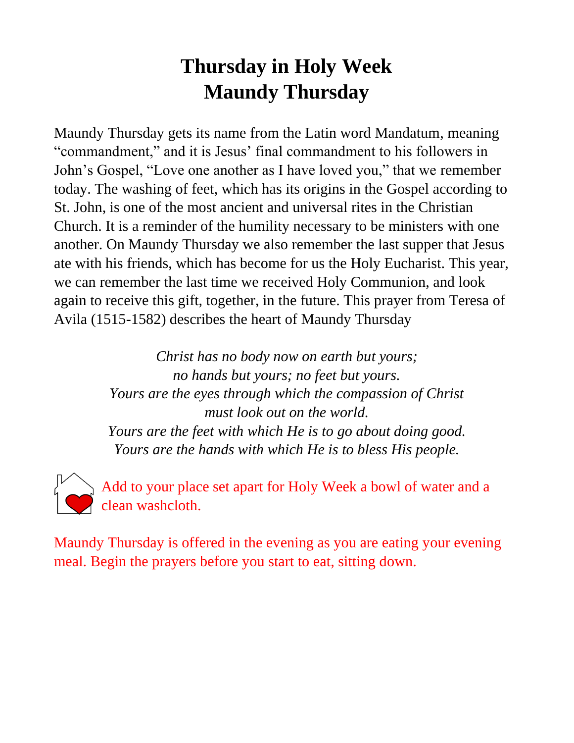# Thursday in Holy Week
# Maundy Thursday

Maundy Thursday gets its name from the Latin word Mandatum, meaning "commandment," and it is Jesus' final commandment to his followers in John's Gospel, "Love one another as I have loved you," that we remember today. The washing of feet, which has its origins in the Gospel according to St. John, is one of the most ancient and universal rites in the Christian Church. It is a reminder of the humility necessary to be ministers with one another. On Maundy Thursday we also remember the last supper that Jesus ate with his friends, which has become for us the Holy Eucharist. This year, we can remember the last time we received Holy Communion, and look again to receive this gift, together, in the future. This prayer from Teresa of Avila (1515-1582) describes the heart of Maundy Thursday

*Christ has no body now on earth but yours;*
*no hands but yours; no feet but yours.*
*Yours are the eyes through which the compassion of Christ*
*must look out on the world.*
*Yours are the feet with which He is to go about doing good.*
*Yours are the hands with which He is to bless His people.*

Add to your place set apart for Holy Week a bowl of water and a clean washcloth.

Maundy Thursday is offered in the evening as you are eating your evening meal. Begin the prayers before you start to eat, sitting down.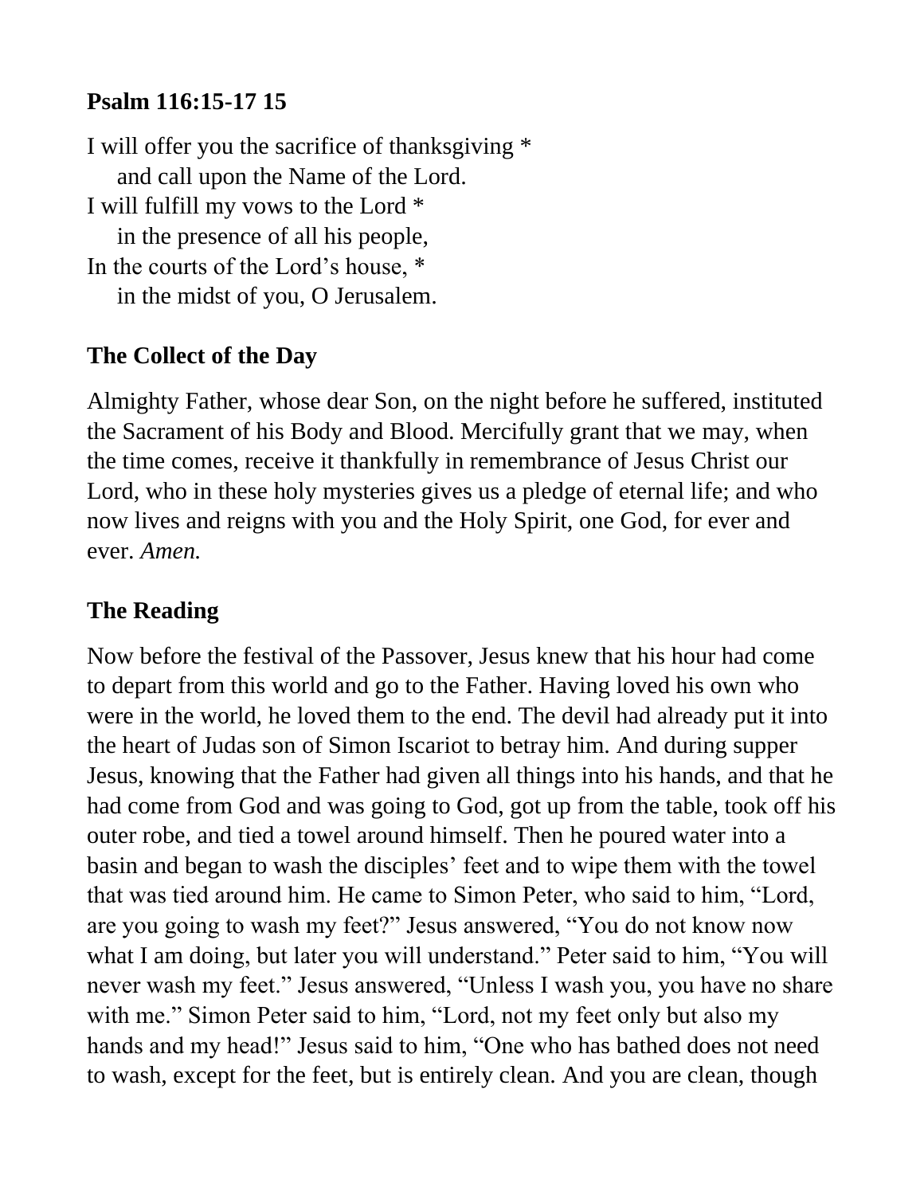**Psalm 116:15-17 15**

I will offer you the sacrifice of thanksgiving *
    and call upon the Name of the Lord.
I will fulfill my vows to the Lord *
    in the presence of all his people,
In the courts of the Lord's house, *
    in the midst of you, O Jerusalem.

**The Collect of the Day**

Almighty Father, whose dear Son, on the night before he suffered, instituted the Sacrament of his Body and Blood. Mercifully grant that we may, when the time comes, receive it thankfully in remembrance of Jesus Christ our Lord, who in these holy mysteries gives us a pledge of eternal life; and who now lives and reigns with you and the Holy Spirit, one God, for ever and ever. *Amen.*

**The Reading**

Now before the festival of the Passover, Jesus knew that his hour had come to depart from this world and go to the Father. Having loved his own who were in the world, he loved them to the end. The devil had already put it into the heart of Judas son of Simon Iscariot to betray him. And during supper Jesus, knowing that the Father had given all things into his hands, and that he had come from God and was going to God, got up from the table, took off his outer robe, and tied a towel around himself. Then he poured water into a basin and began to wash the disciples' feet and to wipe them with the towel that was tied around him. He came to Simon Peter, who said to him, "Lord, are you going to wash my feet?" Jesus answered, "You do not know now what I am doing, but later you will understand." Peter said to him, "You will never wash my feet." Jesus answered, "Unless I wash you, you have no share with me." Simon Peter said to him, "Lord, not my feet only but also my hands and my head!" Jesus said to him, "One who has bathed does not need to wash, except for the feet, but is entirely clean. And you are clean, though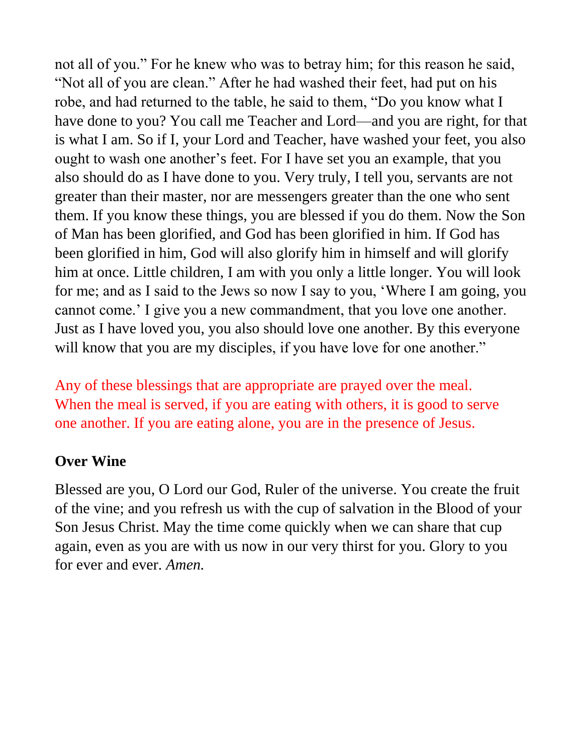not all of you." For he knew who was to betray him; for this reason he said, "Not all of you are clean." After he had washed their feet, had put on his robe, and had returned to the table, he said to them, "Do you know what I have done to you? You call me Teacher and Lord—and you are right, for that is what I am. So if I, your Lord and Teacher, have washed your feet, you also ought to wash one another's feet. For I have set you an example, that you also should do as I have done to you. Very truly, I tell you, servants are not greater than their master, nor are messengers greater than the one who sent them. If you know these things, you are blessed if you do them. Now the Son of Man has been glorified, and God has been glorified in him. If God has been glorified in him, God will also glorify him in himself and will glorify him at once. Little children, I am with you only a little longer. You will look for me; and as I said to the Jews so now I say to you, 'Where I am going, you cannot come.' I give you a new commandment, that you love one another. Just as I have loved you, you also should love one another. By this everyone will know that you are my disciples, if you have love for one another."

Any of these blessings that are appropriate are prayed over the meal. When the meal is served, if you are eating with others, it is good to serve one another. If you are eating alone, you are in the presence of Jesus.

**Over Wine**

Blessed are you, O Lord our God, Ruler of the universe. You create the fruit of the vine; and you refresh us with the cup of salvation in the Blood of your Son Jesus Christ. May the time come quickly when we can share that cup again, even as you are with us now in our very thirst for you. Glory to you for ever and ever. *Amen.*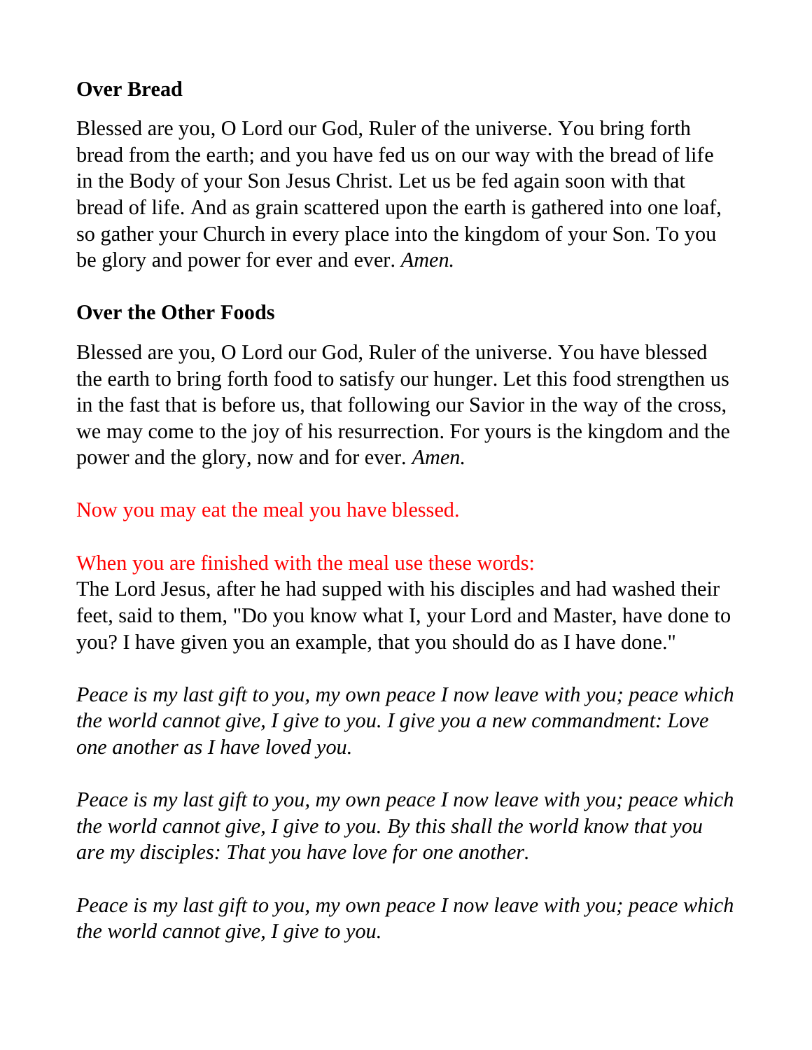**Over Bread**

Blessed are you, O Lord our God, Ruler of the universe. You bring forth bread from the earth; and you have fed us on our way with the bread of life in the Body of your Son Jesus Christ. Let us be fed again soon with that bread of life. And as grain scattered upon the earth is gathered into one loaf, so gather your Church in every place into the kingdom of your Son. To you be glory and power for ever and ever. *Amen.*

**Over the Other Foods**

Blessed are you, O Lord our God, Ruler of the universe. You have blessed the earth to bring forth food to satisfy our hunger. Let this food strengthen us in the fast that is before us, that following our Savior in the way of the cross, we may come to the joy of his resurrection. For yours is the kingdom and the power and the glory, now and for ever. *Amen.*

Now you may eat the meal you have blessed.

When you are finished with the meal use these words:
The Lord Jesus, after he had supped with his disciples and had washed their feet, said to them, "Do you know what I, your Lord and Master, have done to you? I have given you an example, that you should do as I have done."

*Peace is my last gift to you, my own peace I now leave with you; peace which the world cannot give, I give to you. I give you a new commandment: Love one another as I have loved you.*

*Peace is my last gift to you, my own peace I now leave with you; peace which the world cannot give, I give to you. By this shall the world know that you are my disciples: That you have love for one another.*

*Peace is my last gift to you, my own peace I now leave with you; peace which the world cannot give, I give to you.*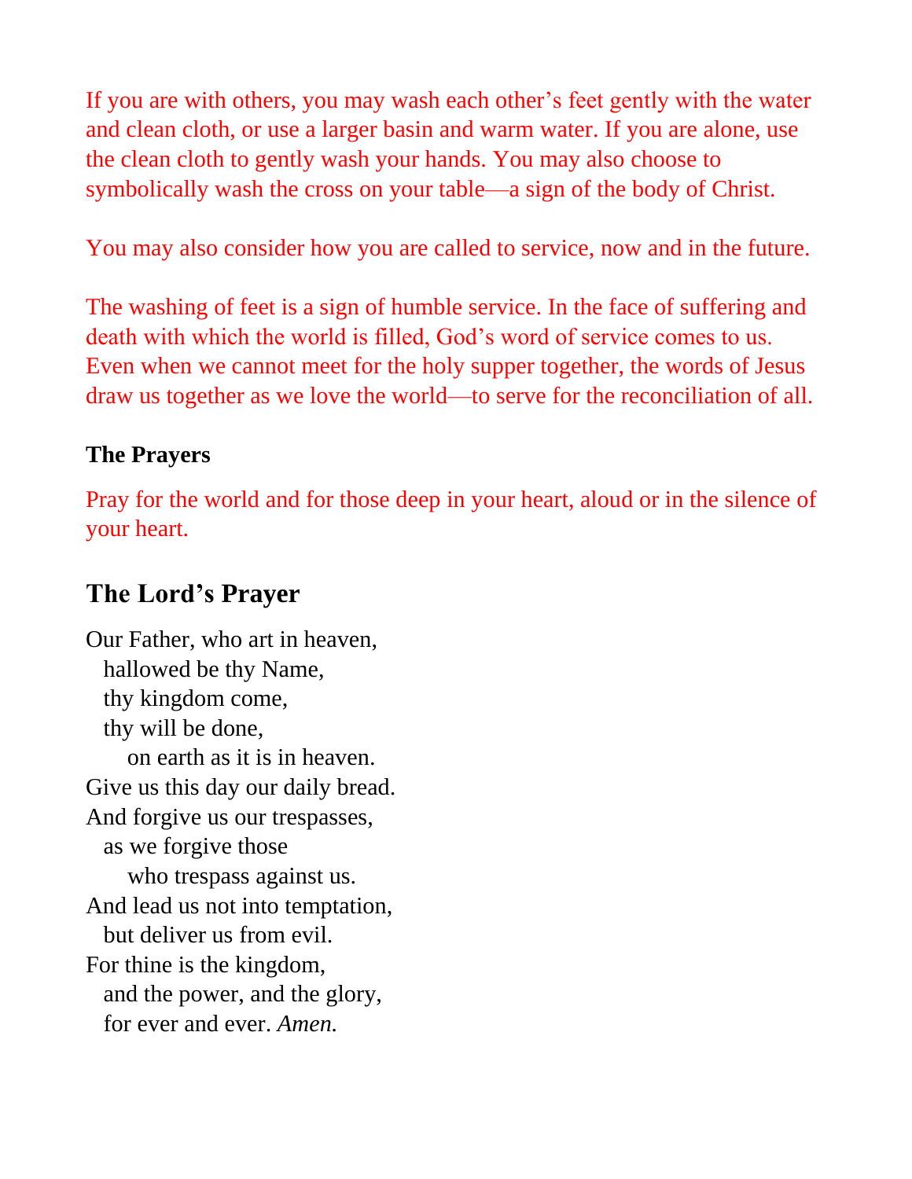If you are with others, you may wash each other's feet gently with the water and clean cloth, or use a larger basin and warm water. If you are alone, use the clean cloth to gently wash your hands. You may also choose to symbolically wash the cross on your table—a sign of the body of Christ.

You may also consider how you are called to service, now and in the future.

The washing of feet is a sign of humble service. In the face of suffering and death with which the world is filled, God's word of service comes to us. Even when we cannot meet for the holy supper together, the words of Jesus draw us together as we love the world—to serve for the reconciliation of all.

**The Prayers**

Pray for the world and for those deep in your heart, aloud or in the silence of your heart.

## The Lord's Prayer

Our Father, who art in heaven,
  hallowed be thy Name,
  thy kingdom come,
  thy will be done,
    on earth as it is in heaven.
Give us this day our daily bread.
And forgive us our trespasses,
  as we forgive those
    who trespass against us.
And lead us not into temptation,
  but deliver us from evil.
For thine is the kingdom,
  and the power, and the glory,
  for ever and ever. *Amen.*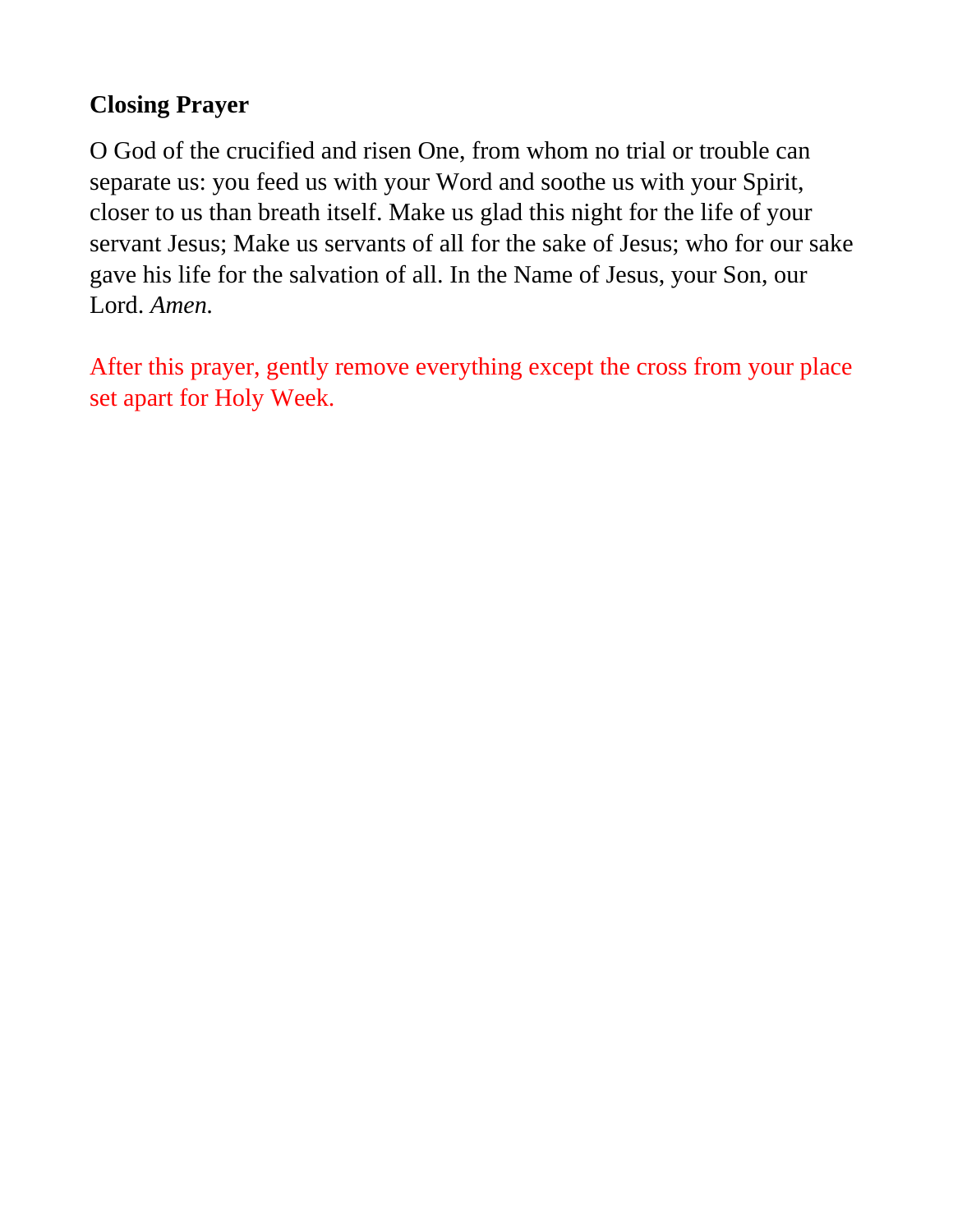**Closing Prayer**

O God of the crucified and risen One, from whom no trial or trouble can separate us: you feed us with your Word and soothe us with your Spirit, closer to us than breath itself. Make us glad this night for the life of your servant Jesus; Make us servants of all for the sake of Jesus; who for our sake gave his life for the salvation of all. In the Name of Jesus, your Son, our Lord. *Amen.*

After this prayer, gently remove everything except the cross from your place set apart for Holy Week.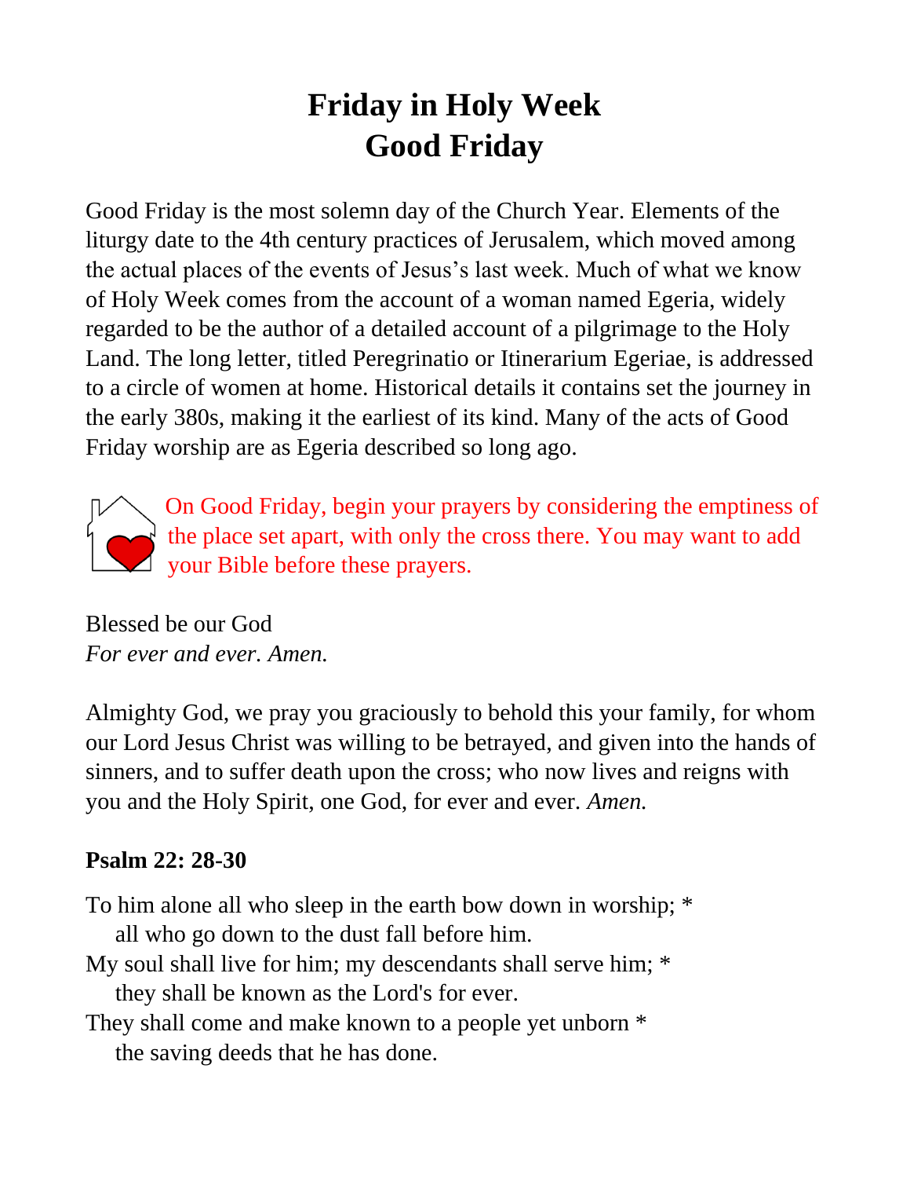# Friday in Holy Week
# Good Friday

Good Friday is the most solemn day of the Church Year. Elements of the liturgy date to the 4th century practices of Jerusalem, which moved among the actual places of the events of Jesus's last week. Much of what we know of Holy Week comes from the account of a woman named Egeria, widely regarded to be the author of a detailed account of a pilgrimage to the Holy Land. The long letter, titled Peregrinatio or Itinerarium Egeriae, is addressed to a circle of women at home. Historical details it contains set the journey in the early 380s, making it the earliest of its kind. Many of the acts of Good Friday worship are as Egeria described so long ago.

On Good Friday, begin your prayers by considering the emptiness of the place set apart, with only the cross there. You may want to add your Bible before these prayers.

Blessed be our God
*For ever and ever. Amen.*

Almighty God, we pray you graciously to behold this your family, for whom our Lord Jesus Christ was willing to be betrayed, and given into the hands of sinners, and to suffer death upon the cross; who now lives and reigns with you and the Holy Spirit, one God, for ever and ever. *Amen.*

**Psalm 22: 28-30**

To him alone all who sleep in the earth bow down in worship; *
  all who go down to the dust fall before him.
My soul shall live for him; my descendants shall serve him; *
  they shall be known as the Lord's for ever.
They shall come and make known to a people yet unborn *
  the saving deeds that he has done.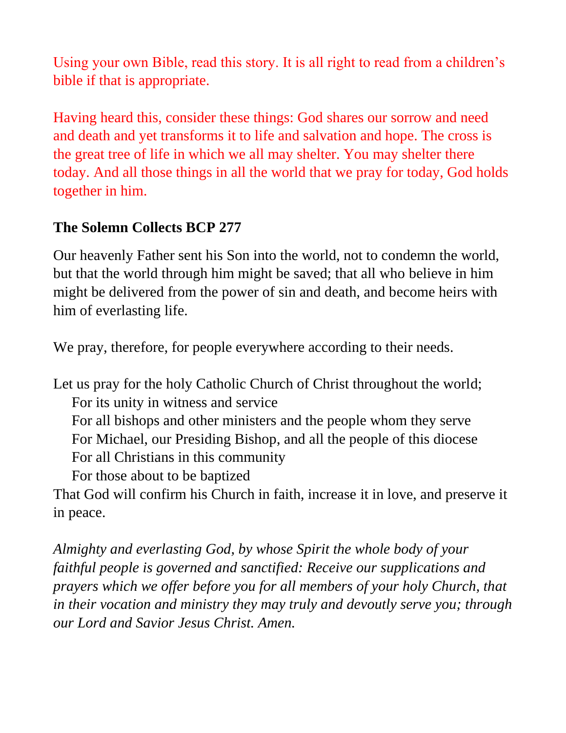Using your own Bible, read this story. It is all right to read from a children's bible if that is appropriate.

Having heard this, consider these things: God shares our sorrow and need and death and yet transforms it to life and salvation and hope. The cross is the great tree of life in which we all may shelter. You may shelter there today. And all those things in all the world that we pray for today, God holds together in him.

**The Solemn Collects BCP 277**

Our heavenly Father sent his Son into the world, not to condemn the world, but that the world through him might be saved; that all who believe in him might be delivered from the power of sin and death, and become heirs with him of everlasting life.

We pray, therefore, for people everywhere according to their needs.

Let us pray for the holy Catholic Church of Christ throughout the world;
  For its unity in witness and service
  For all bishops and other ministers and the people whom they serve
  For Michael, our Presiding Bishop, and all the people of this diocese
  For all Christians in this community
  For those about to be baptized
That God will confirm his Church in faith, increase it in love, and preserve it in peace.

*Almighty and everlasting God, by whose Spirit the whole body of your faithful people is governed and sanctified: Receive our supplications and prayers which we offer before you for all members of your holy Church, that in their vocation and ministry they may truly and devoutly serve you; through our Lord and Savior Jesus Christ. Amen.*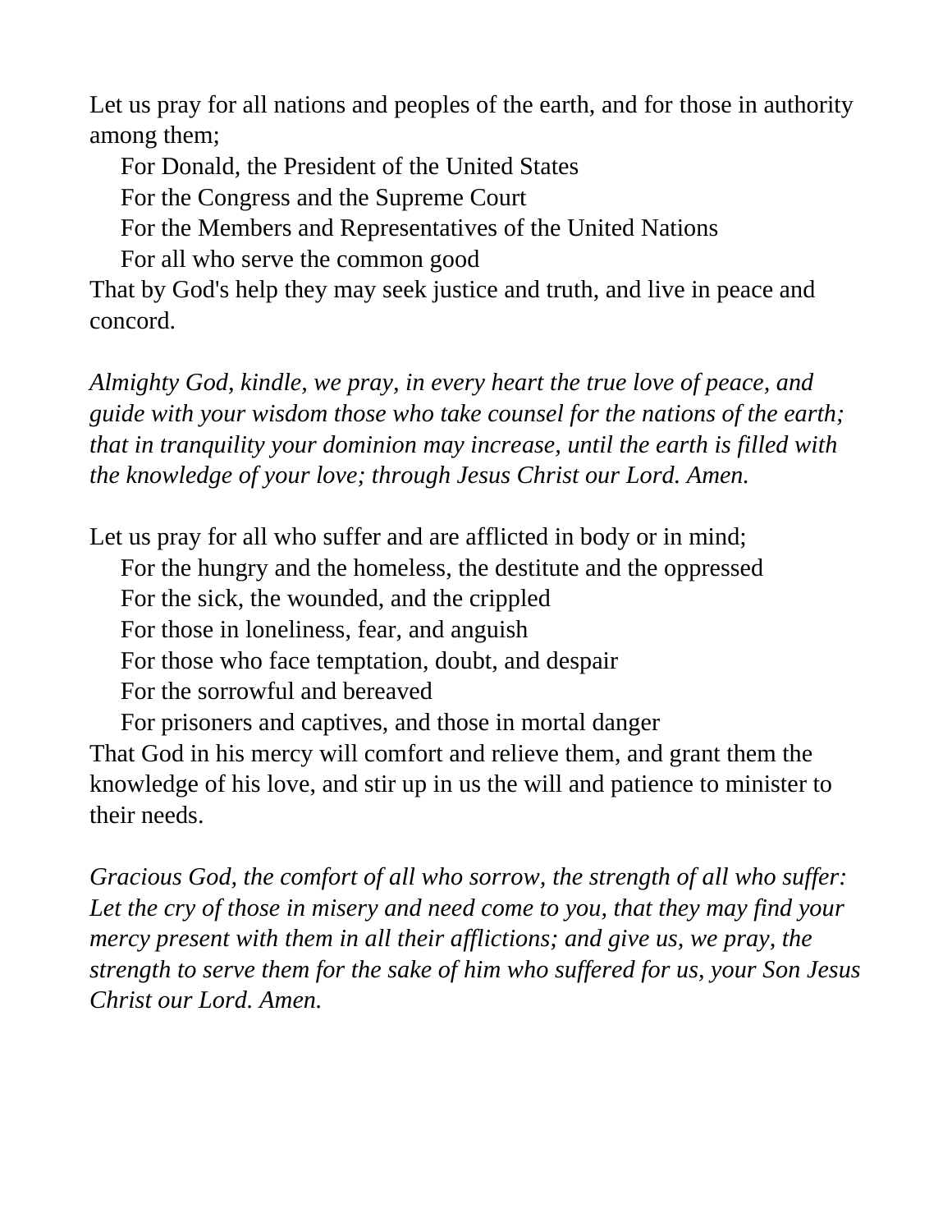Let us pray for all nations and peoples of the earth, and for those in authority among them;

For Donald, the President of the United States  
For the Congress and the Supreme Court  
For the Members and Representatives of the United Nations  
For all who serve the common good

That by God's help they may seek justice and truth, and live in peace and concord.

*Almighty God, kindle, we pray, in every heart the true love of peace, and guide with your wisdom those who take counsel for the nations of the earth; that in tranquility your dominion may increase, until the earth is filled with the knowledge of your love; through Jesus Christ our Lord. Amen.*

Let us pray for all who suffer and are afflicted in body or in mind;

For the hungry and the homeless, the destitute and the oppressed  
For the sick, the wounded, and the crippled  
For those in loneliness, fear, and anguish  
For those who face temptation, doubt, and despair  
For the sorrowful and bereaved  
For prisoners and captives, and those in mortal danger

That God in his mercy will comfort and relieve them, and grant them the knowledge of his love, and stir up in us the will and patience to minister to their needs.

*Gracious God, the comfort of all who sorrow, the strength of all who suffer: Let the cry of those in misery and need come to you, that they may find your mercy present with them in all their afflictions; and give us, we pray, the strength to serve them for the sake of him who suffered for us, your Son Jesus Christ our Lord. Amen.*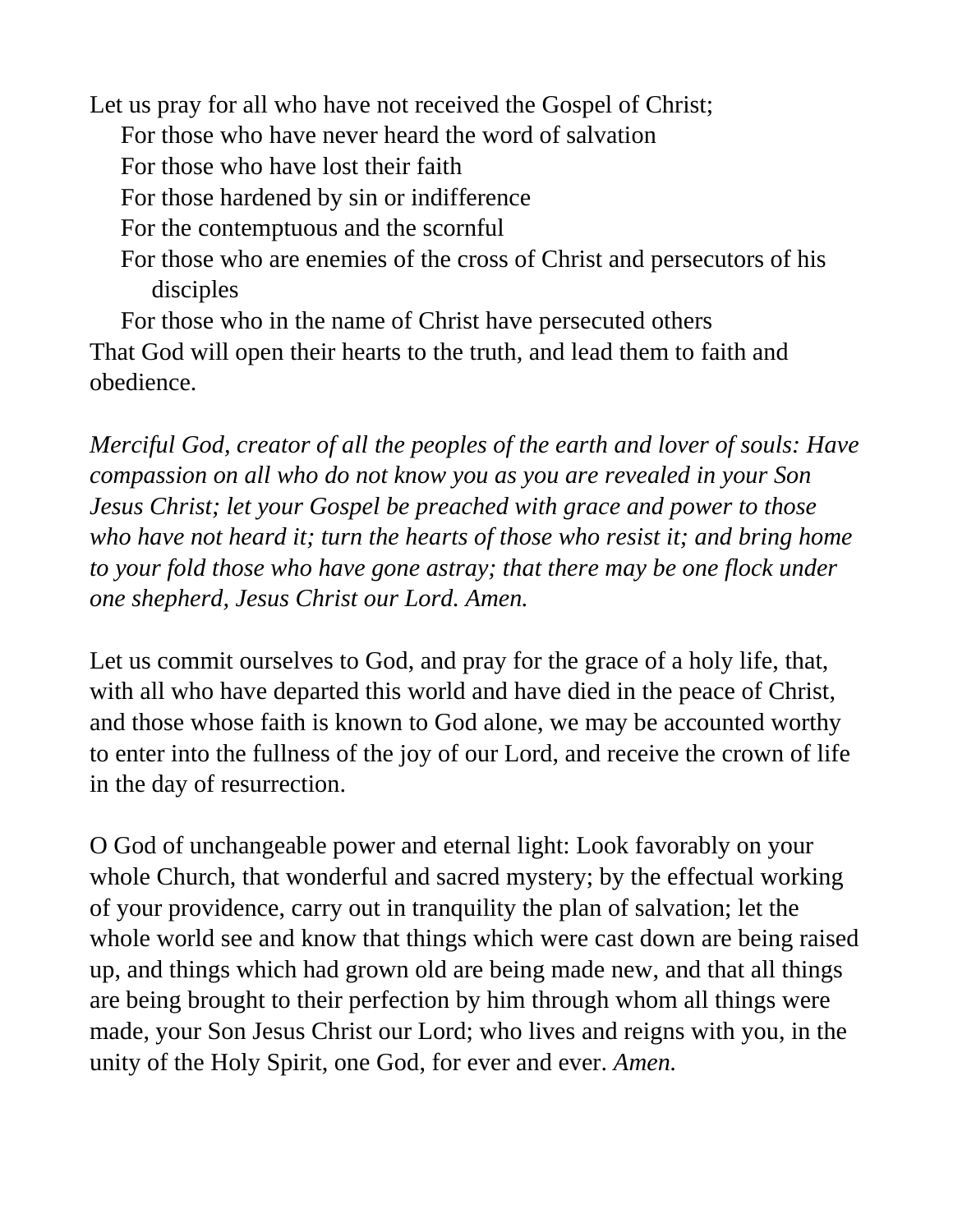Let us pray for all who have not received the Gospel of Christ;

For those who have never heard the word of salvation

For those who have lost their faith

For those hardened by sin or indifference

For the contemptuous and the scornful

For those who are enemies of the cross of Christ and persecutors of his disciples

For those who in the name of Christ have persecuted others

That God will open their hearts to the truth, and lead them to faith and obedience.

*Merciful God, creator of all the peoples of the earth and lover of souls: Have compassion on all who do not know you as you are revealed in your Son Jesus Christ; let your Gospel be preached with grace and power to those who have not heard it; turn the hearts of those who resist it; and bring home to your fold those who have gone astray; that there may be one flock under one shepherd, Jesus Christ our Lord. Amen.*

Let us commit ourselves to God, and pray for the grace of a holy life, that, with all who have departed this world and have died in the peace of Christ, and those whose faith is known to God alone, we may be accounted worthy to enter into the fullness of the joy of our Lord, and receive the crown of life in the day of resurrection.

O God of unchangeable power and eternal light: Look favorably on your whole Church, that wonderful and sacred mystery; by the effectual working of your providence, carry out in tranquility the plan of salvation; let the whole world see and know that things which were cast down are being raised up, and things which had grown old are being made new, and that all things are being brought to their perfection by him through whom all things were made, your Son Jesus Christ our Lord; who lives and reigns with you, in the unity of the Holy Spirit, one God, for ever and ever. *Amen.*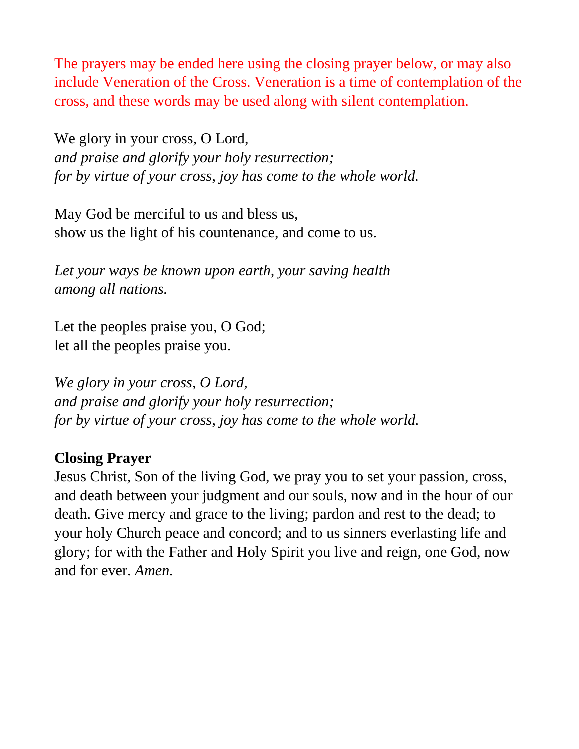The prayers may be ended here using the closing prayer below, or may also include Veneration of the Cross. Veneration is a time of contemplation of the cross, and these words may be used along with silent contemplation.

We glory in your cross, O Lord,
*and praise and glorify your holy resurrection;*
*for by virtue of your cross, joy has come to the whole world.*

May God be merciful to us and bless us,
show us the light of his countenance, and come to us.

*Let your ways be known upon earth, your saving health*
*among all nations.*

Let the peoples praise you, O God;
let all the peoples praise you.

*We glory in your cross, O Lord,*
*and praise and glorify your holy resurrection;*
*for by virtue of your cross, joy has come to the whole world.*

**Closing Prayer**

Jesus Christ, Son of the living God, we pray you to set your passion, cross, and death between your judgment and our souls, now and in the hour of our death. Give mercy and grace to the living; pardon and rest to the dead; to your holy Church peace and concord; and to us sinners everlasting life and glory; for with the Father and Holy Spirit you live and reign, one God, now and for ever. *Amen.*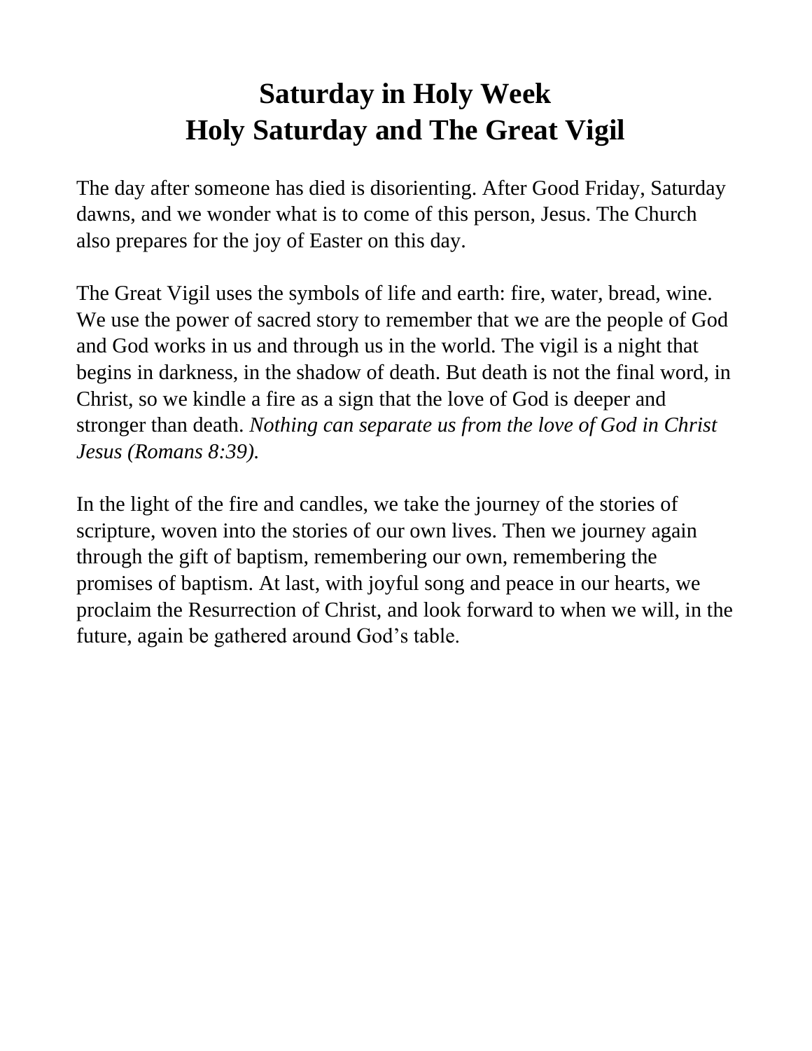# Saturday in Holy Week
# Holy Saturday and The Great Vigil

The day after someone has died is disorienting. After Good Friday, Saturday dawns, and we wonder what is to come of this person, Jesus. The Church also prepares for the joy of Easter on this day.

The Great Vigil uses the symbols of life and earth: fire, water, bread, wine. We use the power of sacred story to remember that we are the people of God and God works in us and through us in the world. The vigil is a night that begins in darkness, in the shadow of death. But death is not the final word, in Christ, so we kindle a fire as a sign that the love of God is deeper and stronger than death. *Nothing can separate us from the love of God in Christ Jesus (Romans 8:39).*

In the light of the fire and candles, we take the journey of the stories of scripture, woven into the stories of our own lives. Then we journey again through the gift of baptism, remembering our own, remembering the promises of baptism. At last, with joyful song and peace in our hearts, we proclaim the Resurrection of Christ, and look forward to when we will, in the future, again be gathered around God's table.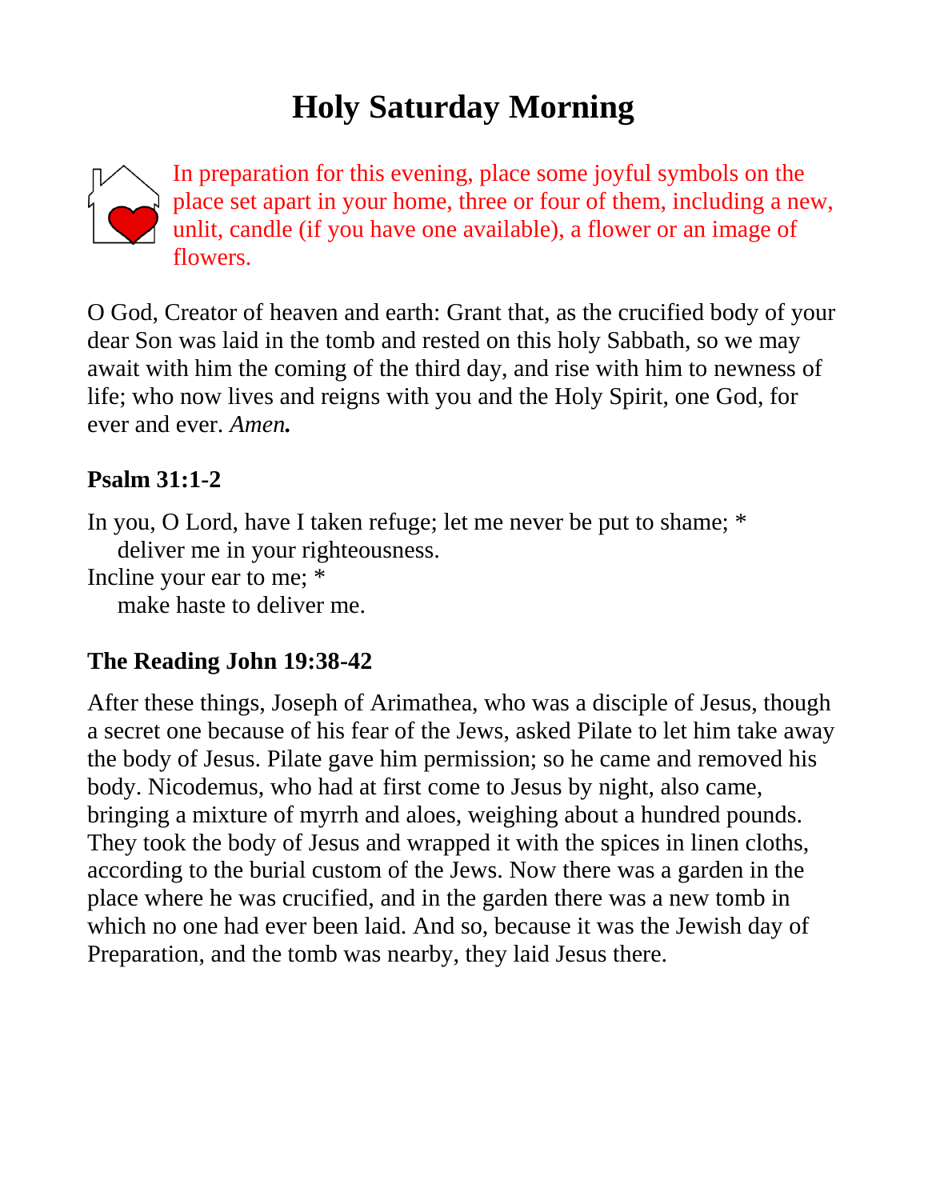# Holy Saturday Morning

In preparation for this evening, place some joyful symbols on the place set apart in your home, three or four of them, including a new, unlit, candle (if you have one available), a flower or an image of flowers.

O God, Creator of heaven and earth: Grant that, as the crucified body of your dear Son was laid in the tomb and rested on this holy Sabbath, so we may await with him the coming of the third day, and rise with him to newness of life; who now lives and reigns with you and the Holy Spirit, one God, for ever and ever. *Amen.*

### Psalm 31:1-2

In you, O Lord, have I taken refuge; let me never be put to shame; *
  deliver me in your righteousness.
Incline your ear to me; *
  make haste to deliver me.

### The Reading John 19:38-42

After these things, Joseph of Arimathea, who was a disciple of Jesus, though a secret one because of his fear of the Jews, asked Pilate to let him take away the body of Jesus. Pilate gave him permission; so he came and removed his body. Nicodemus, who had at first come to Jesus by night, also came, bringing a mixture of myrrh and aloes, weighing about a hundred pounds. They took the body of Jesus and wrapped it with the spices in linen cloths, according to the burial custom of the Jews. Now there was a garden in the place where he was crucified, and in the garden there was a new tomb in which no one had ever been laid. And so, because it was the Jewish day of Preparation, and the tomb was nearby, they laid Jesus there.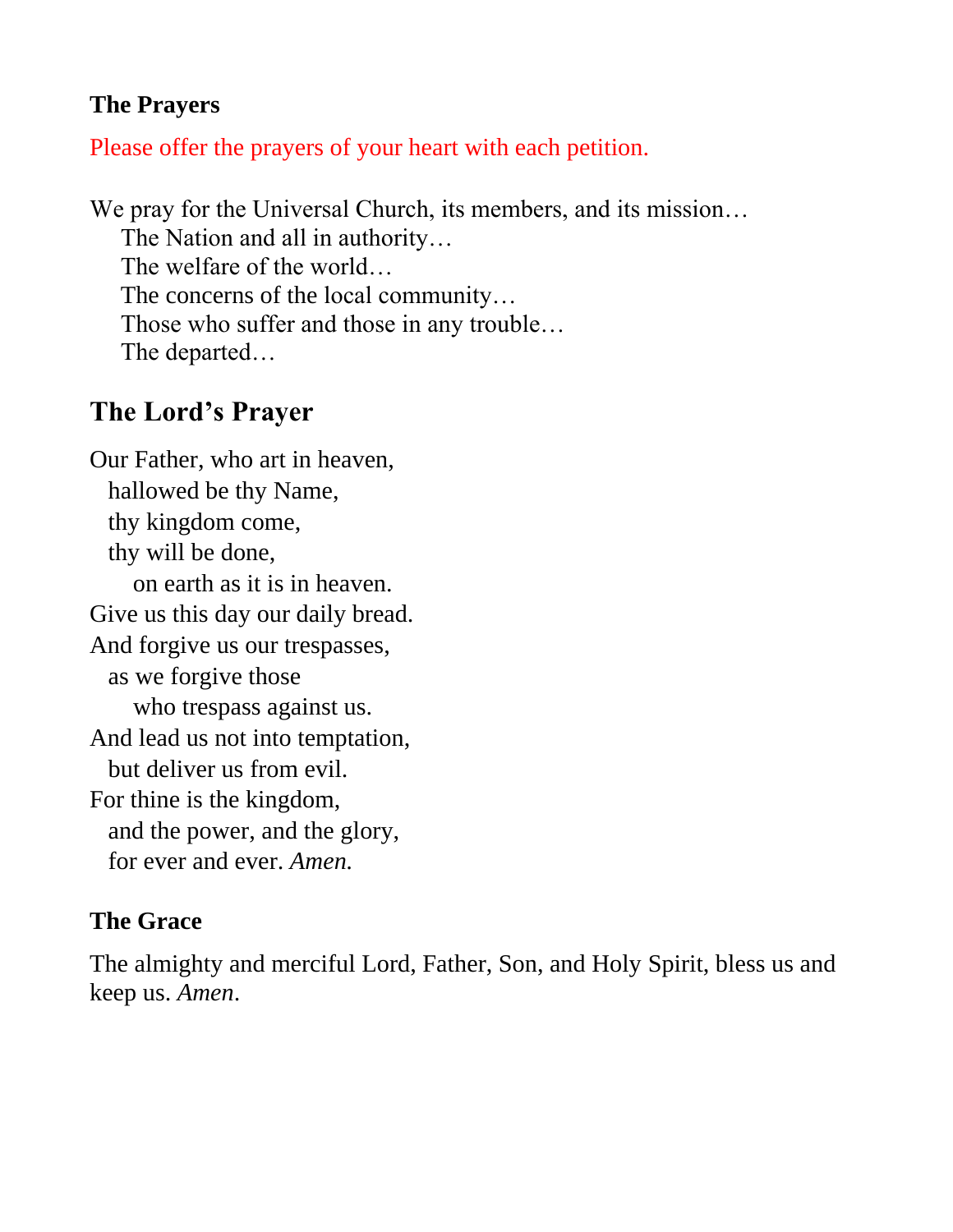### The Prayers

Please offer the prayers of your heart with each petition.

We pray for the Universal Church, its members, and its mission…
The Nation and all in authority…
The welfare of the world…
The concerns of the local community…
Those who suffer and those in any trouble…
The departed…

## The Lord's Prayer

Our Father, who art in heaven,
hallowed be thy Name,
thy kingdom come,
thy will be done,
on earth as it is in heaven.
Give us this day our daily bread.
And forgive us our trespasses,
as we forgive those
who trespass against us.
And lead us not into temptation,
but deliver us from evil.
For thine is the kingdom,
and the power, and the glory,
for ever and ever. *Amen.*

### The Grace

The almighty and merciful Lord, Father, Son, and Holy Spirit, bless us and keep us. *Amen*.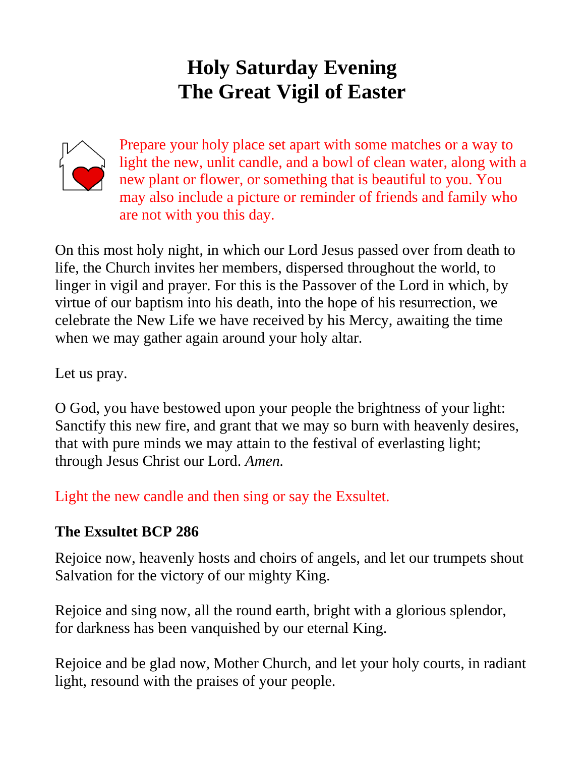# Holy Saturday Evening
# The Great Vigil of Easter

Prepare your holy place set apart with some matches or a way to light the new, unlit candle, and a bowl of clean water, along with a new plant or flower, or something that is beautiful to you. You may also include a picture or reminder of friends and family who are not with you this day.

On this most holy night, in which our Lord Jesus passed over from death to life, the Church invites her members, dispersed throughout the world, to linger in vigil and prayer. For this is the Passover of the Lord in which, by virtue of our baptism into his death, into the hope of his resurrection, we celebrate the New Life we have received by his Mercy, awaiting the time when we may gather again around your holy altar.

Let us pray.

O God, you have bestowed upon your people the brightness of your light: Sanctify this new fire, and grant that we may so burn with heavenly desires, that with pure minds we may attain to the festival of everlasting light; through Jesus Christ our Lord. *Amen.*

Light the new candle and then sing or say the Exsultet.

**The Exsultet BCP 286**

Rejoice now, heavenly hosts and choirs of angels, and let our trumpets shout Salvation for the victory of our mighty King.

Rejoice and sing now, all the round earth, bright with a glorious splendor, for darkness has been vanquished by our eternal King.

Rejoice and be glad now, Mother Church, and let your holy courts, in radiant light, resound with the praises of your people.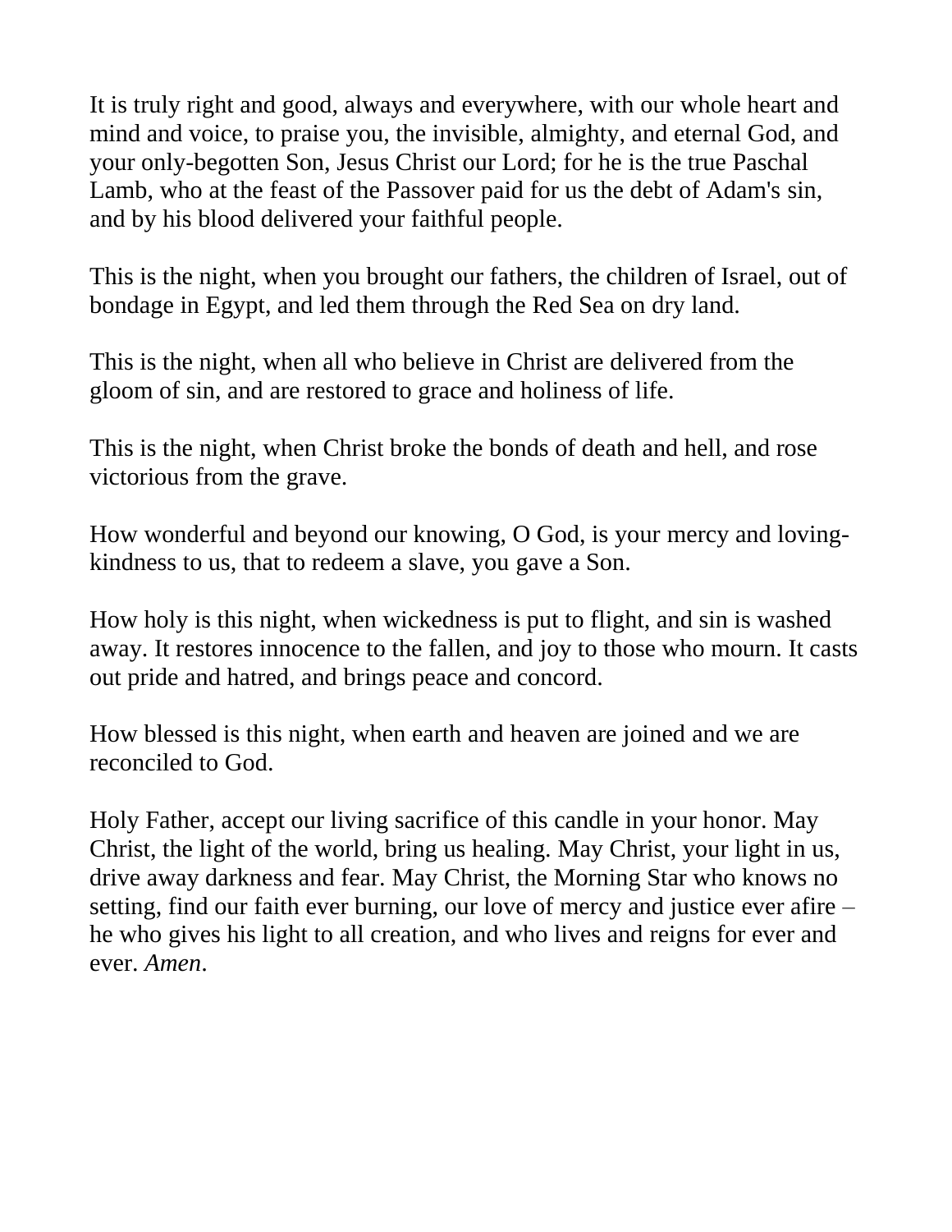It is truly right and good, always and everywhere, with our whole heart and mind and voice, to praise you, the invisible, almighty, and eternal God, and your only-begotten Son, Jesus Christ our Lord; for he is the true Paschal Lamb, who at the feast of the Passover paid for us the debt of Adam's sin, and by his blood delivered your faithful people.

This is the night, when you brought our fathers, the children of Israel, out of bondage in Egypt, and led them through the Red Sea on dry land.

This is the night, when all who believe in Christ are delivered from the gloom of sin, and are restored to grace and holiness of life.

This is the night, when Christ broke the bonds of death and hell, and rose victorious from the grave.

How wonderful and beyond our knowing, O God, is your mercy and loving-kindness to us, that to redeem a slave, you gave a Son.

How holy is this night, when wickedness is put to flight, and sin is washed away. It restores innocence to the fallen, and joy to those who mourn. It casts out pride and hatred, and brings peace and concord.

How blessed is this night, when earth and heaven are joined and we are reconciled to God.

Holy Father, accept our living sacrifice of this candle in your honor. May Christ, the light of the world, bring us healing. May Christ, your light in us, drive away darkness and fear. May Christ, the Morning Star who knows no setting, find our faith ever burning, our love of mercy and justice ever afire – he who gives his light to all creation, and who lives and reigns for ever and ever. *Amen*.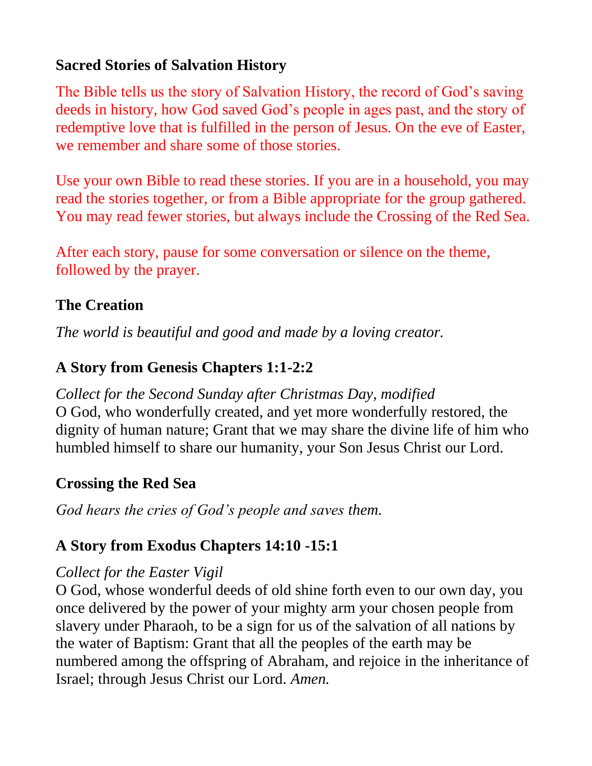**Sacred Stories of Salvation History**

The Bible tells us the story of Salvation History, the record of God's saving deeds in history, how God saved God's people in ages past, and the story of redemptive love that is fulfilled in the person of Jesus. On the eve of Easter, we remember and share some of those stories.

Use your own Bible to read these stories. If you are in a household, you may read the stories together, or from a Bible appropriate for the group gathered. You may read fewer stories, but always include the Crossing of the Red Sea.

After each story, pause for some conversation or silence on the theme, followed by the prayer.

**The Creation**

*The world is beautiful and good and made by a loving creator.*

**A Story from Genesis Chapters 1:1-2:2**

*Collect for the Second Sunday after Christmas Day, modified*
O God, who wonderfully created, and yet more wonderfully restored, the dignity of human nature; Grant that we may share the divine life of him who humbled himself to share our humanity, your Son Jesus Christ our Lord.

**Crossing the Red Sea**

*God hears the cries of God's people and saves them.*

**A Story from Exodus Chapters 14:10 -15:1**

*Collect for the Easter Vigil*
O God, whose wonderful deeds of old shine forth even to our own day, you once delivered by the power of your mighty arm your chosen people from slavery under Pharaoh, to be a sign for us of the salvation of all nations by the water of Baptism: Grant that all the peoples of the earth may be numbered among the offspring of Abraham, and rejoice in the inheritance of Israel; through Jesus Christ our Lord. *Amen.*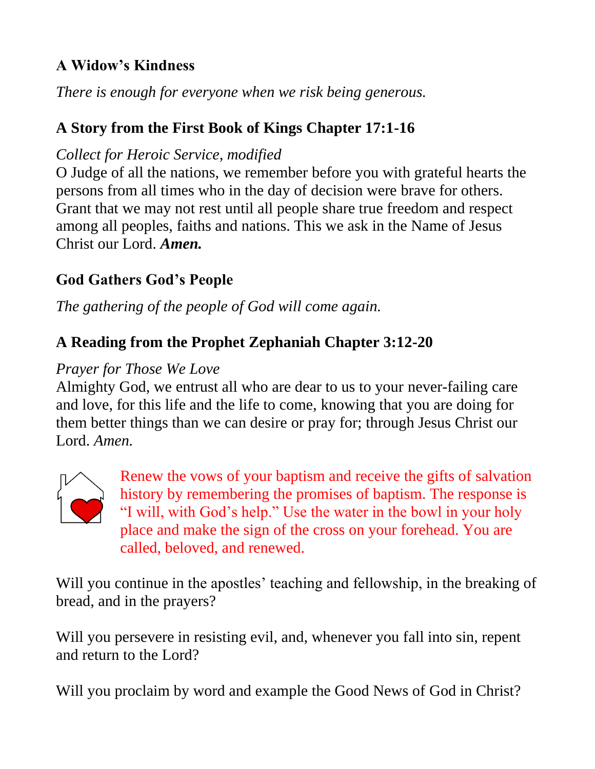**A Widow's Kindness**

*There is enough for everyone when we risk being generous.*

**A Story from the First Book of Kings Chapter 17:1-16**

*Collect for Heroic Service, modified*
O Judge of all the nations, we remember before you with grateful hearts the persons from all times who in the day of decision were brave for others. Grant that we may not rest until all people share true freedom and respect among all peoples, faiths and nations. This we ask in the Name of Jesus Christ our Lord. ***Amen.***

**God Gathers God's People**

*The gathering of the people of God will come again.*

**A Reading from the Prophet Zephaniah Chapter 3:12-20**

*Prayer for Those We Love*
Almighty God, we entrust all who are dear to us to your never-failing care and love, for this life and the life to come, knowing that you are doing for them better things than we can desire or pray for; through Jesus Christ our Lord. *Amen.*

Renew the vows of your baptism and receive the gifts of salvation history by remembering the promises of baptism. The response is "I will, with God's help." Use the water in the bowl in your holy place and make the sign of the cross on your forehead. You are called, beloved, and renewed.

Will you continue in the apostles' teaching and fellowship, in the breaking of bread, and in the prayers?

Will you persevere in resisting evil, and, whenever you fall into sin, repent and return to the Lord?

Will you proclaim by word and example the Good News of God in Christ?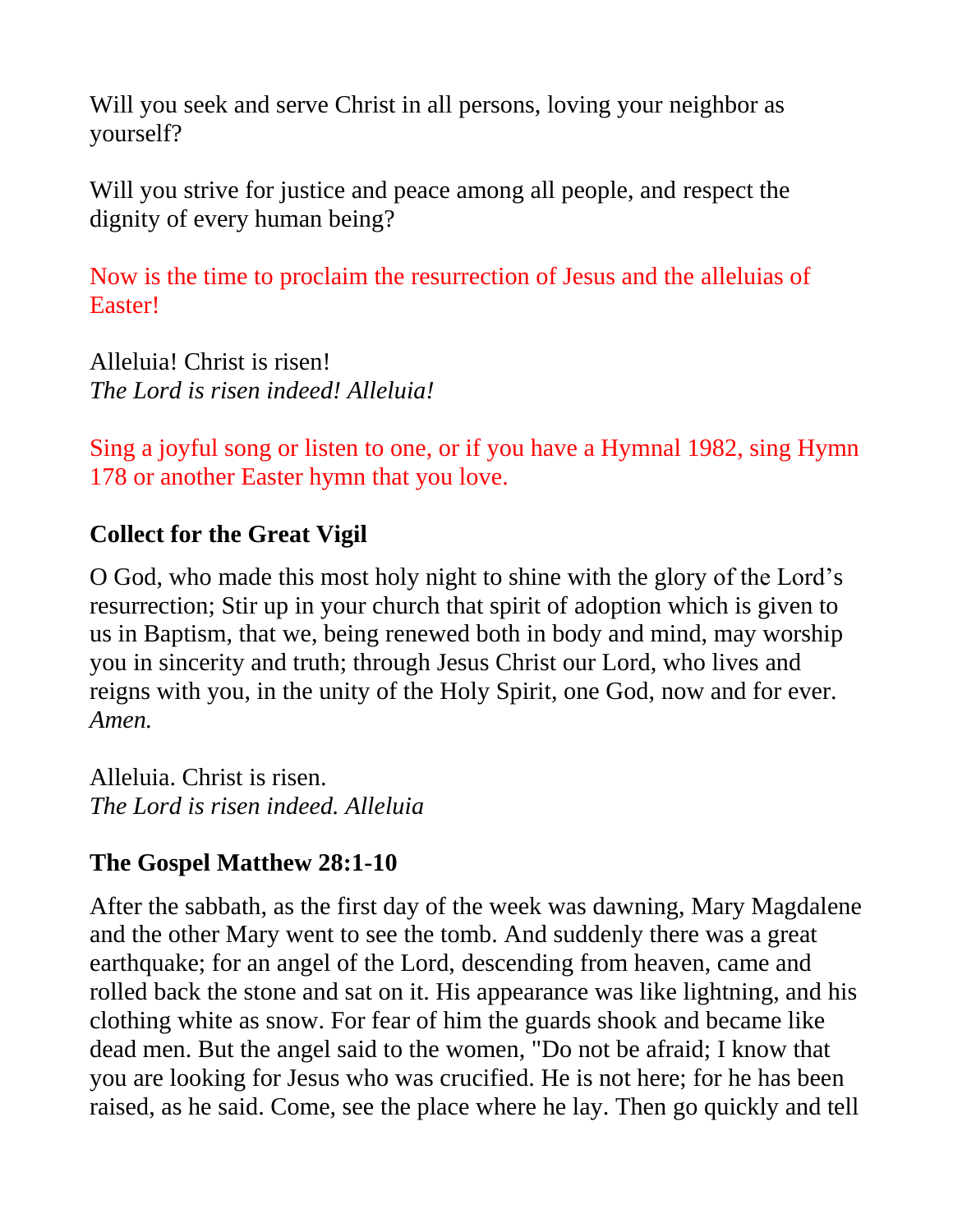Will you seek and serve Christ in all persons, loving your neighbor as yourself?

Will you strive for justice and peace among all people, and respect the dignity of every human being?

Now is the time to proclaim the resurrection of Jesus and the alleluias of Easter!

Alleluia! Christ is risen!
*The Lord is risen indeed! Alleluia!*

Sing a joyful song or listen to one, or if you have a Hymnal 1982, sing Hymn 178 or another Easter hymn that you love.

**Collect for the Great Vigil**

O God, who made this most holy night to shine with the glory of the Lord's resurrection; Stir up in your church that spirit of adoption which is given to us in Baptism, that we, being renewed both in body and mind, may worship you in sincerity and truth; through Jesus Christ our Lord, who lives and reigns with you, in the unity of the Holy Spirit, one God, now and for ever. *Amen.*

Alleluia. Christ is risen.
*The Lord is risen indeed. Alleluia*

**The Gospel Matthew 28:1-10**

After the sabbath, as the first day of the week was dawning, Mary Magdalene and the other Mary went to see the tomb. And suddenly there was a great earthquake; for an angel of the Lord, descending from heaven, came and rolled back the stone and sat on it. His appearance was like lightning, and his clothing white as snow. For fear of him the guards shook and became like dead men. But the angel said to the women, "Do not be afraid; I know that you are looking for Jesus who was crucified. He is not here; for he has been raised, as he said. Come, see the place where he lay. Then go quickly and tell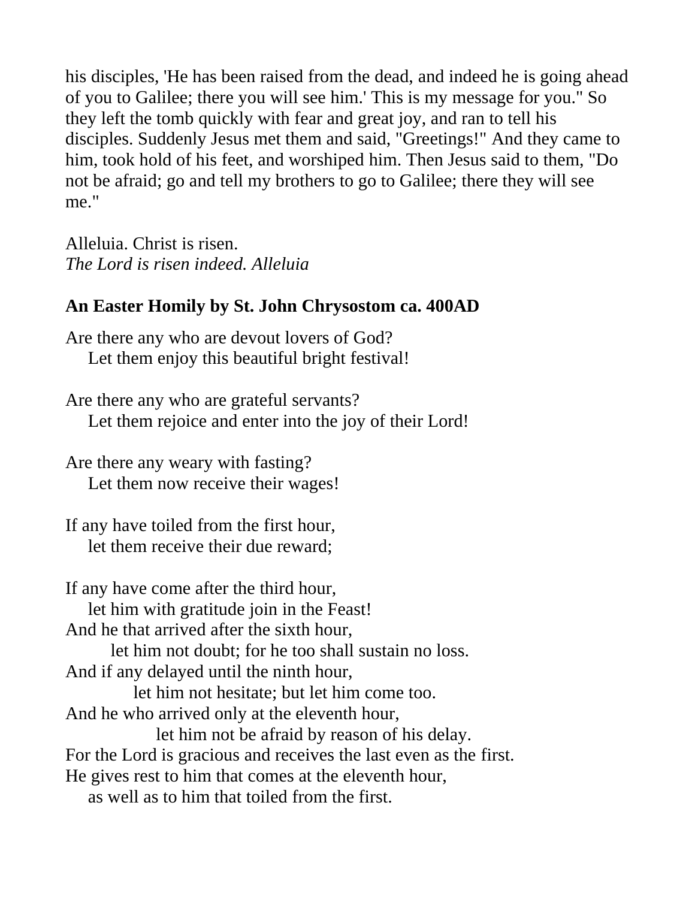his disciples, 'He has been raised from the dead, and indeed he is going ahead of you to Galilee; there you will see him.' This is my message for you." So they left the tomb quickly with fear and great joy, and ran to tell his disciples. Suddenly Jesus met them and said, "Greetings!" And they came to him, took hold of his feet, and worshiped him. Then Jesus said to them, "Do not be afraid; go and tell my brothers to go to Galilee; there they will see me."

Alleluia. Christ is risen.  
*The Lord is risen indeed. Alleluia*

**An Easter Homily by St. John Chrysostom ca. 400AD**

Are there any who are devout lovers of God?  
Let them enjoy this beautiful bright festival!

Are there any who are grateful servants?  
Let them rejoice and enter into the joy of their Lord!

Are there any weary with fasting?  
Let them now receive their wages!

If any have toiled from the first hour,  
let them receive their due reward;

If any have come after the third hour,  
let him with gratitude join in the Feast!  
And he that arrived after the sixth hour,  
let him not doubt; for he too shall sustain no loss.  
And if any delayed until the ninth hour,  
let him not hesitate; but let him come too.  
And he who arrived only at the eleventh hour,  
let him not be afraid by reason of his delay.  
For the Lord is gracious and receives the last even as the first.  
He gives rest to him that comes at the eleventh hour,  
as well as to him that toiled from the first.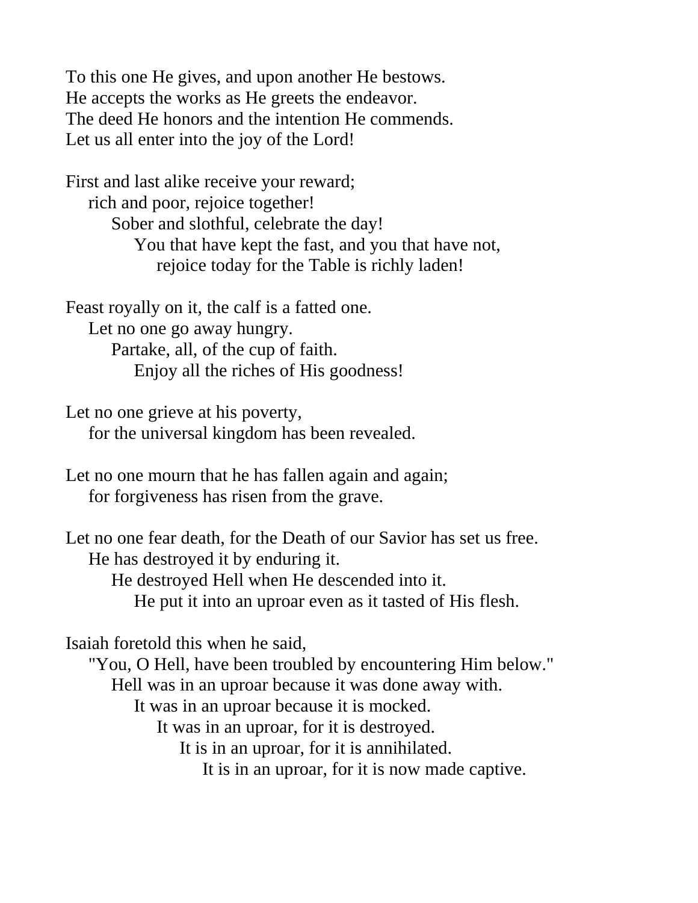To this one He gives, and upon another He bestows.
He accepts the works as He greets the endeavor.
The deed He honors and the intention He commends.
Let us all enter into the joy of the Lord!

First and last alike receive your reward;
rich and poor, rejoice together!
Sober and slothful, celebrate the day!
You that have kept the fast, and you that have not,
rejoice today for the Table is richly laden!

Feast royally on it, the calf is a fatted one.
Let no one go away hungry.
Partake, all, of the cup of faith.
Enjoy all the riches of His goodness!

Let no one grieve at his poverty,
for the universal kingdom has been revealed.

Let no one mourn that he has fallen again and again;
for forgiveness has risen from the grave.

Let no one fear death, for the Death of our Savior has set us free.
He has destroyed it by enduring it.
He destroyed Hell when He descended into it.
He put it into an uproar even as it tasted of His flesh.

Isaiah foretold this when he said,
"You, O Hell, have been troubled by encountering Him below."
Hell was in an uproar because it was done away with.
It was in an uproar because it is mocked.
It was in an uproar, for it is destroyed.
It is in an uproar, for it is annihilated.
It is in an uproar, for it is now made captive.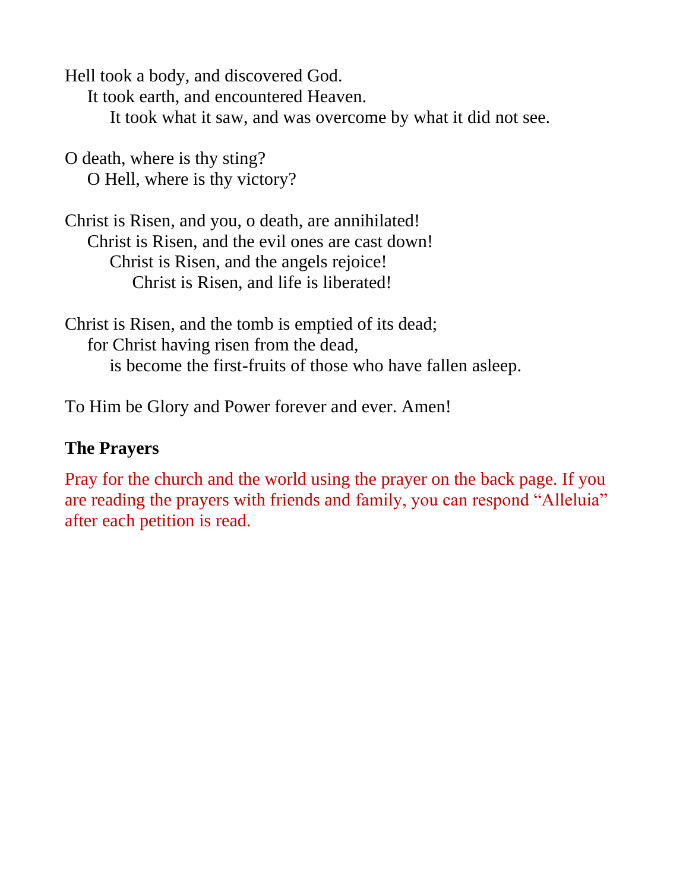Hell took a body, and discovered God.
It took earth, and encountered Heaven.
It took what it saw, and was overcome by what it did not see.

O death, where is thy sting?
O Hell, where is thy victory?

Christ is Risen, and you, o death, are annihilated!
Christ is Risen, and the evil ones are cast down!
Christ is Risen, and the angels rejoice!
Christ is Risen, and life is liberated!

Christ is Risen, and the tomb is emptied of its dead;
for Christ having risen from the dead,
is become the first-fruits of those who have fallen asleep.

To Him be Glory and Power forever and ever. Amen!

**The Prayers**

Pray for the church and the world using the prayer on the back page. If you are reading the prayers with friends and family, you can respond "Alleluia" after each petition is read.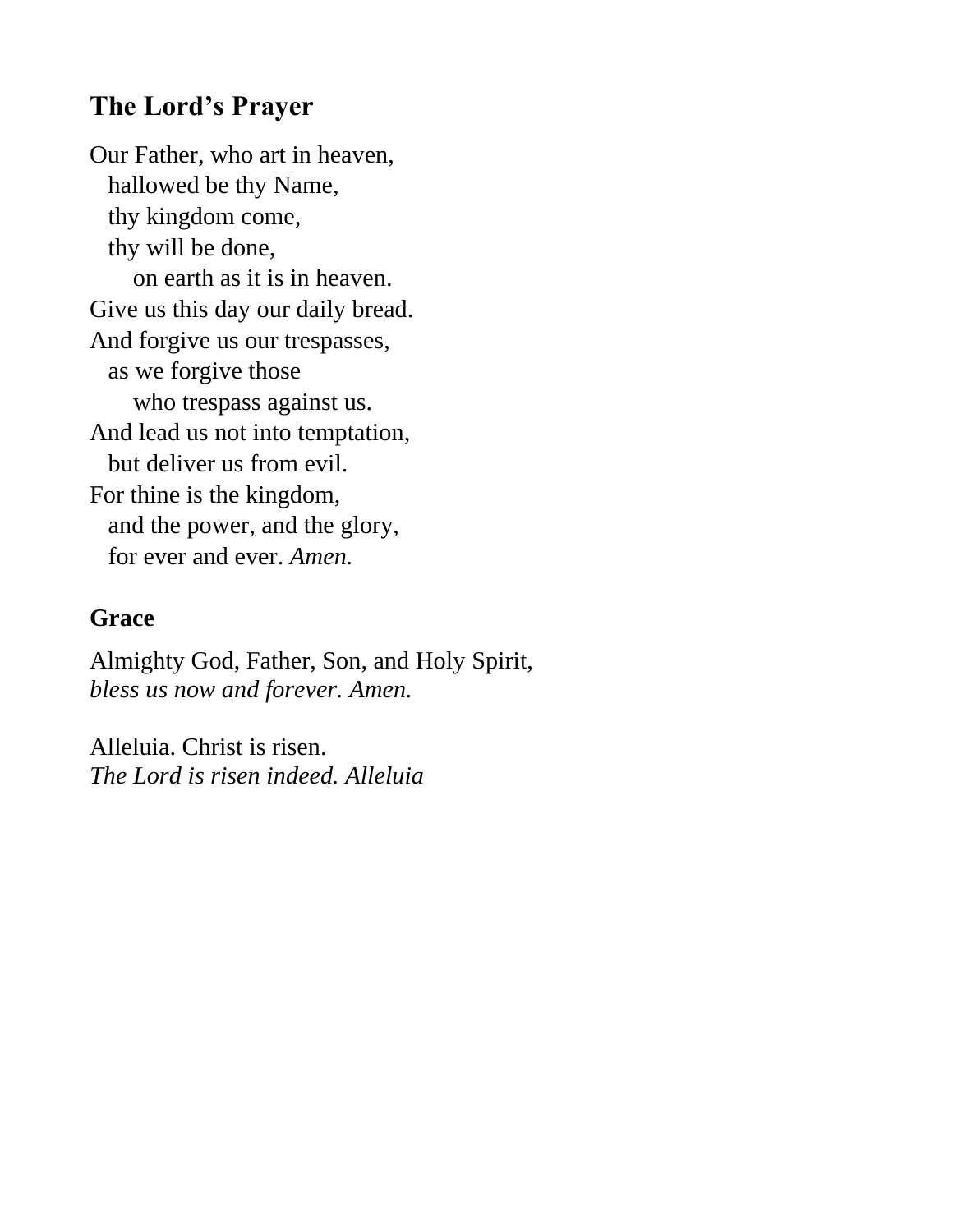## The Lord’s Prayer

Our Father, who art in heaven,
  hallowed be thy Name,
  thy kingdom come,
  thy will be done,
    on earth as it is in heaven.
Give us this day our daily bread.
And forgive us our trespasses,
  as we forgive those
    who trespass against us.
And lead us not into temptation,
  but deliver us from evil.
For thine is the kingdom,
  and the power, and the glory,
  for ever and ever. *Amen.*

### Grace

Almighty God, Father, Son, and Holy Spirit,
*bless us now and forever. Amen.*

Alleluia. Christ is risen.
*The Lord is risen indeed. Alleluia*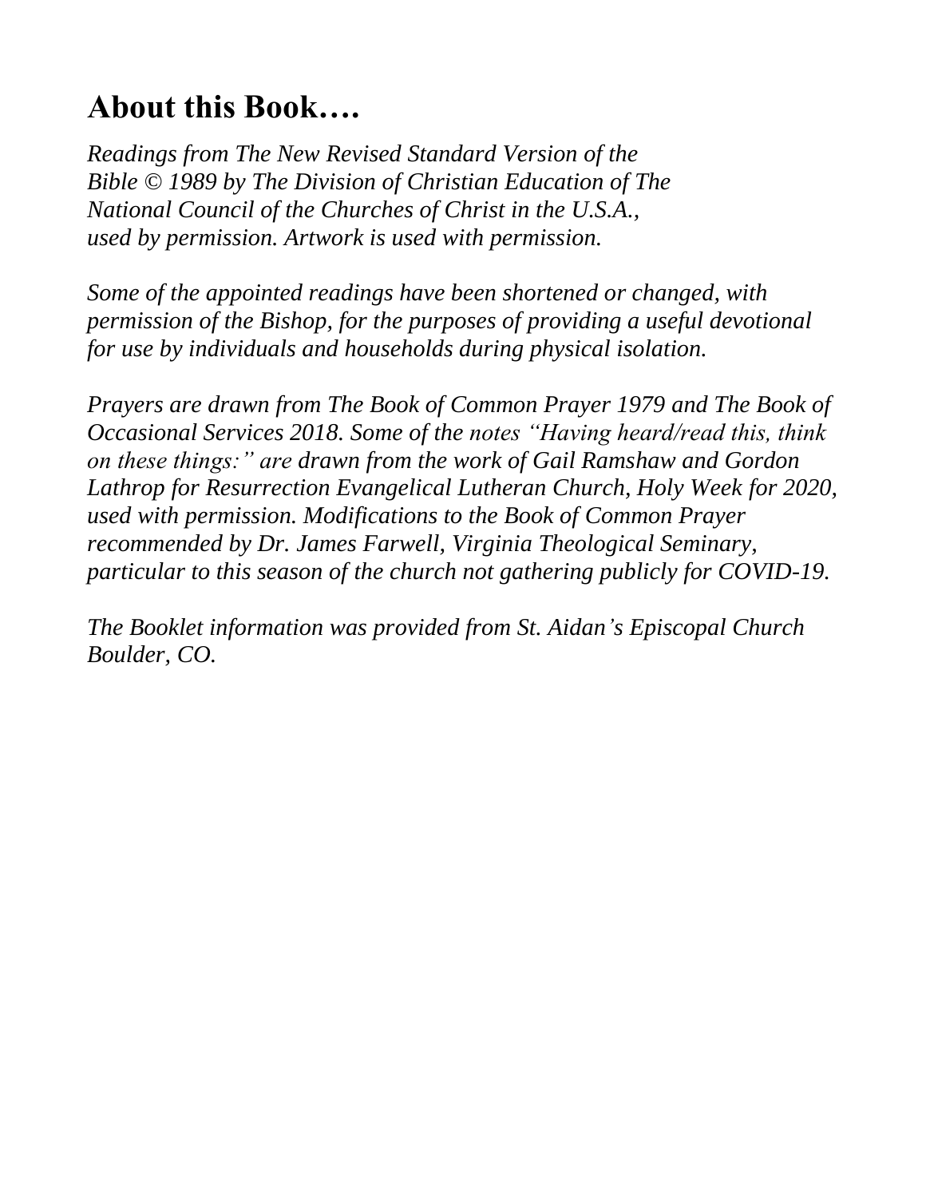# About this Book….

*Readings from The New Revised Standard Version of the Bible © 1989 by The Division of Christian Education of The National Council of the Churches of Christ in the U.S.A., used by permission. Artwork is used with permission.*

*Some of the appointed readings have been shortened or changed, with permission of the Bishop, for the purposes of providing a useful devotional for use by individuals and households during physical isolation.*

*Prayers are drawn from The Book of Common Prayer 1979 and The Book of Occasional Services 2018. Some of the notes "Having heard/read this, think on these things:" are drawn from the work of Gail Ramshaw and Gordon Lathrop for Resurrection Evangelical Lutheran Church, Holy Week for 2020, used with permission. Modifications to the Book of Common Prayer recommended by Dr. James Farwell, Virginia Theological Seminary, particular to this season of the church not gathering publicly for COVID-19.*

*The Booklet information was provided from St. Aidan's Episcopal Church Boulder, CO.*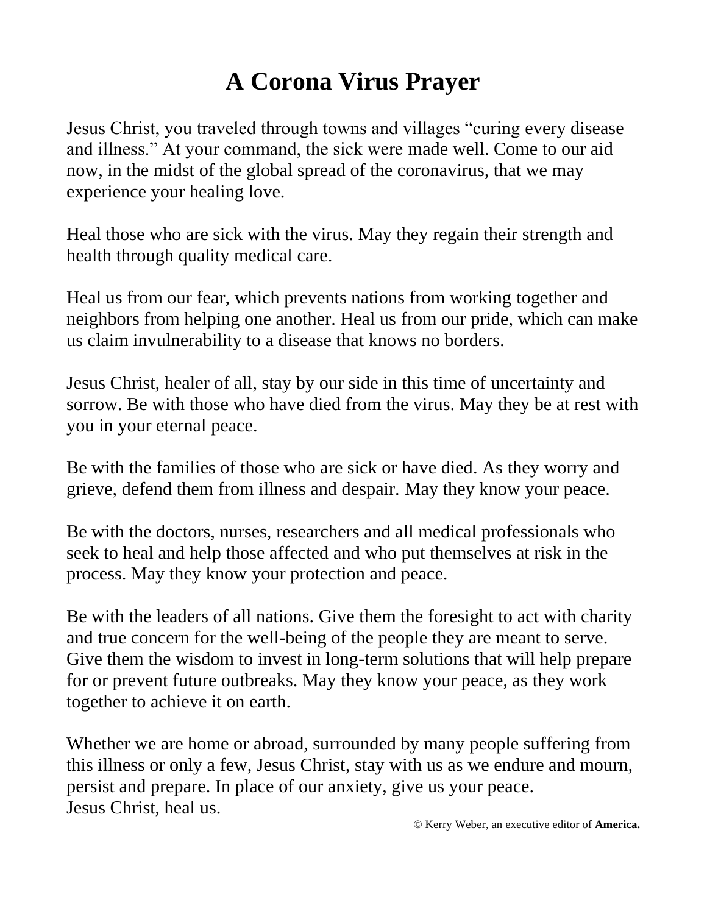# A Corona Virus Prayer

Jesus Christ, you traveled through towns and villages "curing every disease and illness." At your command, the sick were made well. Come to our aid now, in the midst of the global spread of the coronavirus, that we may experience your healing love.

Heal those who are sick with the virus. May they regain their strength and health through quality medical care.

Heal us from our fear, which prevents nations from working together and neighbors from helping one another. Heal us from our pride, which can make us claim invulnerability to a disease that knows no borders.

Jesus Christ, healer of all, stay by our side in this time of uncertainty and sorrow. Be with those who have died from the virus. May they be at rest with you in your eternal peace.

Be with the families of those who are sick or have died. As they worry and grieve, defend them from illness and despair. May they know your peace.

Be with the doctors, nurses, researchers and all medical professionals who seek to heal and help those affected and who put themselves at risk in the process. May they know your protection and peace.

Be with the leaders of all nations. Give them the foresight to act with charity and true concern for the well-being of the people they are meant to serve. Give them the wisdom to invest in long-term solutions that will help prepare for or prevent future outbreaks. May they know your peace, as they work together to achieve it on earth.

Whether we are home or abroad, surrounded by many people suffering from this illness or only a few, Jesus Christ, stay with us as we endure and mourn, persist and prepare. In place of our anxiety, give us your peace.
Jesus Christ, heal us.

© Kerry Weber, an executive editor of **America.**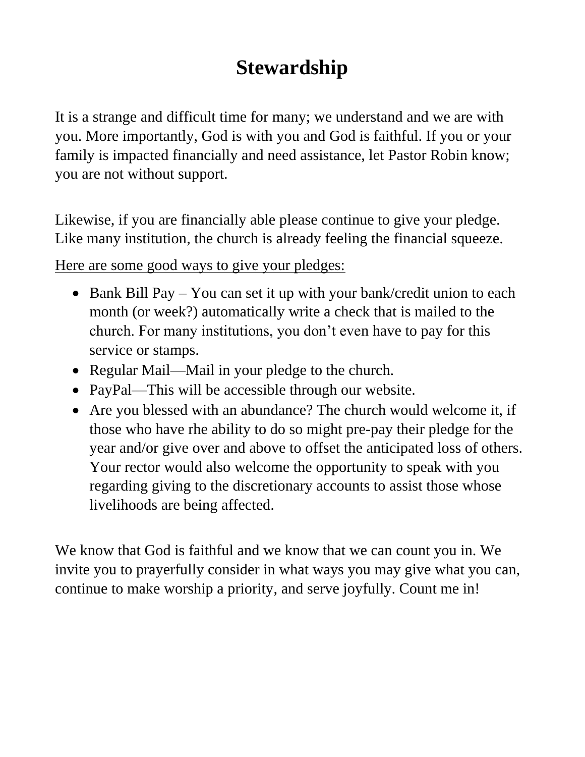# Stewardship

It is a strange and difficult time for many; we understand and we are with you. More importantly, God is with you and God is faithful. If you or your family is impacted financially and need assistance, let Pastor Robin know; you are not without support.

Likewise, if you are financially able please continue to give your pledge. Like many institution, the church is already feeling the financial squeeze.

<u>Here are some good ways to give your pledges:</u>

- Bank Bill Pay – You can set it up with your bank/credit union to each month (or week?) automatically write a check that is mailed to the church. For many institutions, you don't even have to pay for this service or stamps.
- Regular Mail—Mail in your pledge to the church.
- PayPal—This will be accessible through our website.
- Are you blessed with an abundance? The church would welcome it, if those who have rhe ability to do so might pre-pay their pledge for the year and/or give over and above to offset the anticipated loss of others. Your rector would also welcome the opportunity to speak with you regarding giving to the discretionary accounts to assist those whose livelihoods are being affected.

We know that God is faithful and we know that we can count you in. We invite you to prayerfully consider in what ways you may give what you can, continue to make worship a priority, and serve joyfully. Count me in!